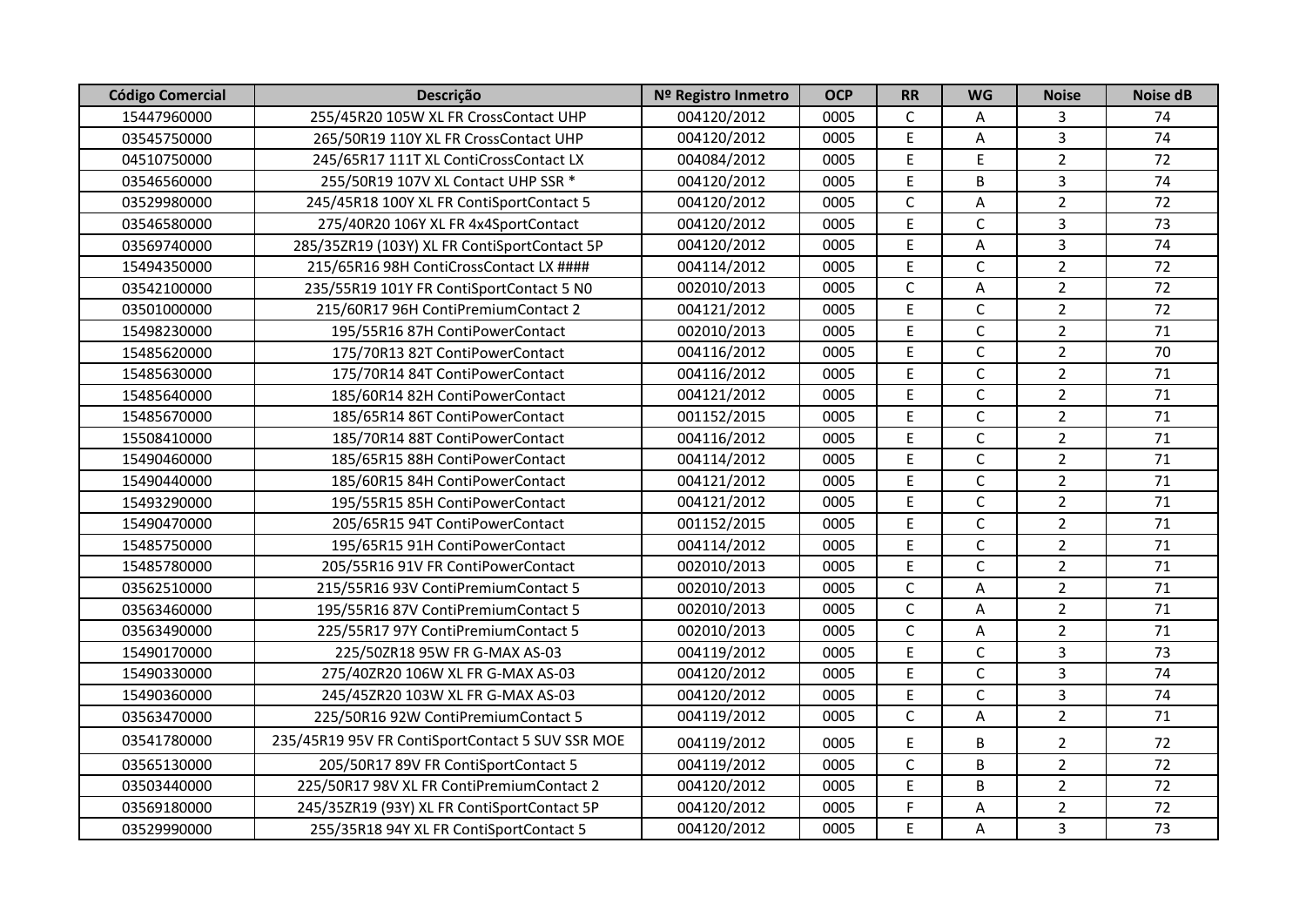| Código Comercial | Descrição | Nº Registro Inmetro | OCP | RR | WG | Noise | Noise dB |
|---|---|---|---|---|---|---|---|
| 15447960000 | 255/45R20 105W XL FR CrossContact UHP | 004120/2012 | 0005 | C | A | 3 | 74 |
| 03545750000 | 265/50R19 110Y XL FR CrossContact UHP | 004120/2012 | 0005 | E | A | 3 | 74 |
| 04510750000 | 245/65R17 111T XL ContiCrossContact LX | 004084/2012 | 0005 | E | E | 2 | 72 |
| 03546560000 | 255/50R19 107V XL Contact UHP SSR * | 004120/2012 | 0005 | E | B | 3 | 74 |
| 03529980000 | 245/45R18 100Y XL FR ContiSportContact 5 | 004120/2012 | 0005 | C | A | 2 | 72 |
| 03546580000 | 275/40R20 106Y XL FR 4x4SportContact | 004120/2012 | 0005 | E | C | 3 | 73 |
| 03569740000 | 285/35ZR19 (103Y) XL FR ContiSportContact 5P | 004120/2012 | 0005 | E | A | 3 | 74 |
| 15494350000 | 215/65R16 98H ContiCrossContact LX #### | 004114/2012 | 0005 | E | C | 2 | 72 |
| 03542100000 | 235/55R19 101Y FR ContiSportContact 5 N0 | 002010/2013 | 0005 | C | A | 2 | 72 |
| 03501000000 | 215/60R17 96H ContiPremiumContact 2 | 004121/2012 | 0005 | E | C | 2 | 72 |
| 15498230000 | 195/55R16 87H ContiPowerContact | 002010/2013 | 0005 | E | C | 2 | 71 |
| 15485620000 | 175/70R13 82T ContiPowerContact | 004116/2012 | 0005 | E | C | 2 | 70 |
| 15485630000 | 175/70R14 84T ContiPowerContact | 004116/2012 | 0005 | E | C | 2 | 71 |
| 15485640000 | 185/60R14 82H ContiPowerContact | 004121/2012 | 0005 | E | C | 2 | 71 |
| 15485670000 | 185/65R14 86T ContiPowerContact | 001152/2015 | 0005 | E | C | 2 | 71 |
| 15508410000 | 185/70R14 88T ContiPowerContact | 004116/2012 | 0005 | E | C | 2 | 71 |
| 15490460000 | 185/65R15 88H ContiPowerContact | 004114/2012 | 0005 | E | C | 2 | 71 |
| 15490440000 | 185/60R15 84H ContiPowerContact | 004121/2012 | 0005 | E | C | 2 | 71 |
| 15493290000 | 195/55R15 85H ContiPowerContact | 004121/2012 | 0005 | E | C | 2 | 71 |
| 15490470000 | 205/65R15 94T ContiPowerContact | 001152/2015 | 0005 | E | C | 2 | 71 |
| 15485750000 | 195/65R15 91H ContiPowerContact | 004114/2012 | 0005 | E | C | 2 | 71 |
| 15485780000 | 205/55R16 91V FR ContiPowerContact | 002010/2013 | 0005 | E | C | 2 | 71 |
| 03562510000 | 215/55R16 93V ContiPremiumContact 5 | 002010/2013 | 0005 | C | A | 2 | 71 |
| 03563460000 | 195/55R16 87V ContiPremiumContact 5 | 002010/2013 | 0005 | C | A | 2 | 71 |
| 03563490000 | 225/55R17 97Y ContiPremiumContact 5 | 002010/2013 | 0005 | C | A | 2 | 71 |
| 15490170000 | 225/50ZR18 95W FR G-MAX AS-03 | 004119/2012 | 0005 | E | C | 3 | 73 |
| 15490330000 | 275/40ZR20 106W XL FR G-MAX AS-03 | 004120/2012 | 0005 | E | C | 3 | 74 |
| 15490360000 | 245/45ZR20 103W XL FR G-MAX AS-03 | 004120/2012 | 0005 | E | C | 3 | 74 |
| 03563470000 | 225/50R16 92W ContiPremiumContact 5 | 004119/2012 | 0005 | C | A | 2 | 71 |
| 03541780000 | 235/45R19 95V FR ContiSportContact 5 SUV SSR MOE | 004119/2012 | 0005 | E | B | 2 | 72 |
| 03565130000 | 205/50R17 89V FR ContiSportContact 5 | 004119/2012 | 0005 | C | B | 2 | 72 |
| 03503440000 | 225/50R17 98V XL FR ContiPremiumContact 2 | 004120/2012 | 0005 | E | B | 2 | 72 |
| 03569180000 | 245/35ZR19 (93Y) XL FR ContiSportContact 5P | 004120/2012 | 0005 | F | A | 2 | 72 |
| 03529990000 | 255/35R18 94Y XL FR ContiSportContact 5 | 004120/2012 | 0005 | E | A | 3 | 73 |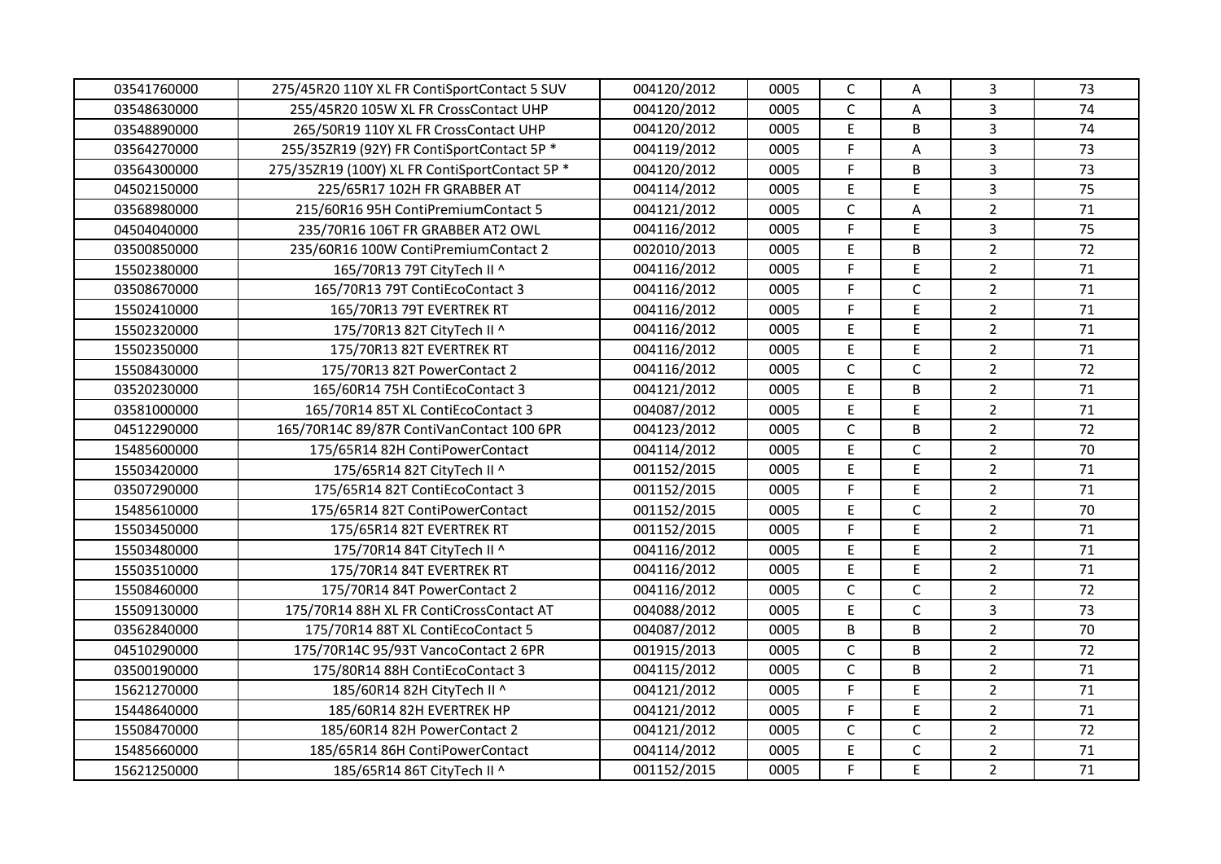| 03541760000 | 275/45R20 110Y XL FR ContiSportContact 5 SUV | 004120/2012 | 0005 | C | A | 3 | 73 |
|---|---|---|---|---|---|---|---|
| 03548630000 | 255/45R20 105W XL FR CrossContact UHP | 004120/2012 | 0005 | C | A | 3 | 74 |
| 03548890000 | 265/50R19 110Y XL FR CrossContact UHP | 004120/2012 | 0005 | E | B | 3 | 74 |
| 03564270000 | 255/35ZR19 (92Y) FR ContiSportContact 5P * | 004119/2012 | 0005 | F | A | 3 | 73 |
| 03564300000 | 275/35ZR19 (100Y) XL FR ContiSportContact 5P * | 004120/2012 | 0005 | F | B | 3 | 73 |
| 04502150000 | 225/65R17 102H FR GRABBER AT | 004114/2012 | 0005 | E | E | 3 | 75 |
| 03568980000 | 215/60R16 95H ContiPremiumContact 5 | 004121/2012 | 0005 | C | A | 2 | 71 |
| 04504040000 | 235/70R16 106T FR GRABBER AT2 OWL | 004116/2012 | 0005 | F | E | 3 | 75 |
| 03500850000 | 235/60R16 100W ContiPremiumContact 2 | 002010/2013 | 0005 | E | B | 2 | 72 |
| 15502380000 | 165/70R13 79T CityTech II ^ | 004116/2012 | 0005 | F | E | 2 | 71 |
| 03508670000 | 165/70R13 79T ContiEcoContact 3 | 004116/2012 | 0005 | F | C | 2 | 71 |
| 15502410000 | 165/70R13 79T EVERTREK RT | 004116/2012 | 0005 | F | E | 2 | 71 |
| 15502320000 | 175/70R13 82T CityTech II ^ | 004116/2012 | 0005 | E | E | 2 | 71 |
| 15502350000 | 175/70R13 82T EVERTREK RT | 004116/2012 | 0005 | E | E | 2 | 71 |
| 15508430000 | 175/70R13 82T PowerContact 2 | 004116/2012 | 0005 | C | C | 2 | 72 |
| 03520230000 | 165/60R14 75H ContiEcoContact 3 | 004121/2012 | 0005 | E | B | 2 | 71 |
| 03581000000 | 165/70R14 85T XL ContiEcoContact 3 | 004087/2012 | 0005 | E | E | 2 | 71 |
| 04512290000 | 165/70R14C 89/87R ContiVanContact 100 6PR | 004123/2012 | 0005 | C | B | 2 | 72 |
| 15485600000 | 175/65R14 82H ContiPowerContact | 004114/2012 | 0005 | E | C | 2 | 70 |
| 15503420000 | 175/65R14 82T CityTech II ^ | 001152/2015 | 0005 | E | E | 2 | 71 |
| 03507290000 | 175/65R14 82T ContiEcoContact 3 | 001152/2015 | 0005 | F | E | 2 | 71 |
| 15485610000 | 175/65R14 82T ContiPowerContact | 001152/2015 | 0005 | E | C | 2 | 70 |
| 15503450000 | 175/65R14 82T EVERTREK RT | 001152/2015 | 0005 | F | E | 2 | 71 |
| 15503480000 | 175/70R14 84T CityTech II ^ | 004116/2012 | 0005 | E | E | 2 | 71 |
| 15503510000 | 175/70R14 84T EVERTREK RT | 004116/2012 | 0005 | E | E | 2 | 71 |
| 15508460000 | 175/70R14 84T PowerContact 2 | 004116/2012 | 0005 | C | C | 2 | 72 |
| 15509130000 | 175/70R14 88H XL FR ContiCrossContact AT | 004088/2012 | 0005 | E | C | 3 | 73 |
| 03562840000 | 175/70R14 88T XL ContiEcoContact 5 | 004087/2012 | 0005 | B | B | 2 | 70 |
| 04510290000 | 175/70R14C 95/93T VancoContact 2 6PR | 001915/2013 | 0005 | C | B | 2 | 72 |
| 03500190000 | 175/80R14 88H ContiEcoContact 3 | 004115/2012 | 0005 | C | B | 2 | 71 |
| 15621270000 | 185/60R14 82H CityTech II ^ | 004121/2012 | 0005 | F | E | 2 | 71 |
| 15448640000 | 185/60R14 82H EVERTREK HP | 004121/2012 | 0005 | F | E | 2 | 71 |
| 15508470000 | 185/60R14 82H PowerContact 2 | 004121/2012 | 0005 | C | C | 2 | 72 |
| 15485660000 | 185/65R14 86H ContiPowerContact | 004114/2012 | 0005 | E | C | 2 | 71 |
| 15621250000 | 185/65R14 86T CityTech II ^ | 001152/2015 | 0005 | F | E | 2 | 71 |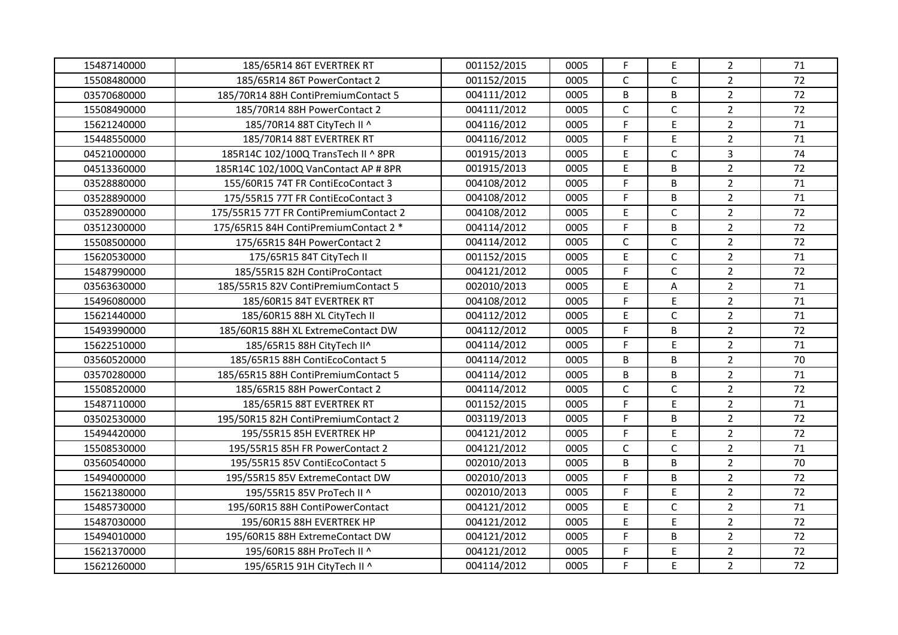| | | | | | | | |
|---|---|---|---|---|---|---|---|
| 15487140000 | 185/65R14 86T EVERTREK RT | 001152/2015 | 0005 | F | E | 2 | 71 |
| 15508480000 | 185/65R14 86T PowerContact 2 | 001152/2015 | 0005 | C | C | 2 | 72 |
| 03570680000 | 185/70R14 88H ContiPremiumContact 5 | 004111/2012 | 0005 | B | B | 2 | 72 |
| 15508490000 | 185/70R14 88H PowerContact 2 | 004111/2012 | 0005 | C | C | 2 | 72 |
| 15621240000 | 185/70R14 88T CityTech II ^ | 004116/2012 | 0005 | F | E | 2 | 71 |
| 15448550000 | 185/70R14 88T EVERTREK RT | 004116/2012 | 0005 | F | E | 2 | 71 |
| 04521000000 | 185R14C 102/100Q TransTech II ^ 8PR | 001915/2013 | 0005 | E | C | 3 | 74 |
| 04513360000 | 185R14C 102/100Q VanContact AP # 8PR | 001915/2013 | 0005 | E | B | 2 | 72 |
| 03528880000 | 155/60R15 74T FR ContiEcoContact 3 | 004108/2012 | 0005 | F | B | 2 | 71 |
| 03528890000 | 175/55R15 77T FR ContiEcoContact 3 | 004108/2012 | 0005 | F | B | 2 | 71 |
| 03528900000 | 175/55R15 77T FR ContiPremiumContact 2 | 004108/2012 | 0005 | E | C | 2 | 72 |
| 03512300000 | 175/65R15 84H ContiPremiumContact 2 * | 004114/2012 | 0005 | F | B | 2 | 72 |
| 15508500000 | 175/65R15 84H PowerContact 2 | 004114/2012 | 0005 | C | C | 2 | 72 |
| 15620530000 | 175/65R15 84T CityTech II | 001152/2015 | 0005 | E | C | 2 | 71 |
| 15487990000 | 185/55R15 82H ContiProContact | 004121/2012 | 0005 | F | C | 2 | 72 |
| 03563630000 | 185/55R15 82V ContiPremiumContact 5 | 002010/2013 | 0005 | E | A | 2 | 71 |
| 15496080000 | 185/60R15 84T EVERTREK RT | 004108/2012 | 0005 | F | E | 2 | 71 |
| 15621440000 | 185/60R15 88H XL CityTech II | 004112/2012 | 0005 | E | C | 2 | 71 |
| 15493990000 | 185/60R15 88H XL ExtremeContact DW | 004112/2012 | 0005 | F | B | 2 | 72 |
| 15622510000 | 185/65R15 88H CityTech II^ | 004114/2012 | 0005 | F | E | 2 | 71 |
| 03560520000 | 185/65R15 88H ContiEcoContact 5 | 004114/2012 | 0005 | B | B | 2 | 70 |
| 03570280000 | 185/65R15 88H ContiPremiumContact 5 | 004114/2012 | 0005 | B | B | 2 | 71 |
| 15508520000 | 185/65R15 88H PowerContact 2 | 004114/2012 | 0005 | C | C | 2 | 72 |
| 15487110000 | 185/65R15 88T EVERTREK RT | 001152/2015 | 0005 | F | E | 2 | 71 |
| 03502530000 | 195/50R15 82H ContiPremiumContact 2 | 003119/2013 | 0005 | F | B | 2 | 72 |
| 15494420000 | 195/55R15 85H EVERTREK HP | 004121/2012 | 0005 | F | E | 2 | 72 |
| 15508530000 | 195/55R15 85H FR PowerContact 2 | 004121/2012 | 0005 | C | C | 2 | 71 |
| 03560540000 | 195/55R15 85V ContiEcoContact 5 | 002010/2013 | 0005 | B | B | 2 | 70 |
| 15494000000 | 195/55R15 85V ExtremeContact DW | 002010/2013 | 0005 | F | B | 2 | 72 |
| 15621380000 | 195/55R15 85V ProTech II ^ | 002010/2013 | 0005 | F | E | 2 | 72 |
| 15485730000 | 195/60R15 88H ContiPowerContact | 004121/2012 | 0005 | E | C | 2 | 71 |
| 15487030000 | 195/60R15 88H EVERTREK HP | 004121/2012 | 0005 | E | E | 2 | 72 |
| 15494010000 | 195/60R15 88H ExtremeContact DW | 004121/2012 | 0005 | F | B | 2 | 72 |
| 15621370000 | 195/60R15 88H ProTech II ^ | 004121/2012 | 0005 | F | E | 2 | 72 |
| 15621260000 | 195/65R15 91H CityTech II ^ | 004114/2012 | 0005 | F | E | 2 | 72 |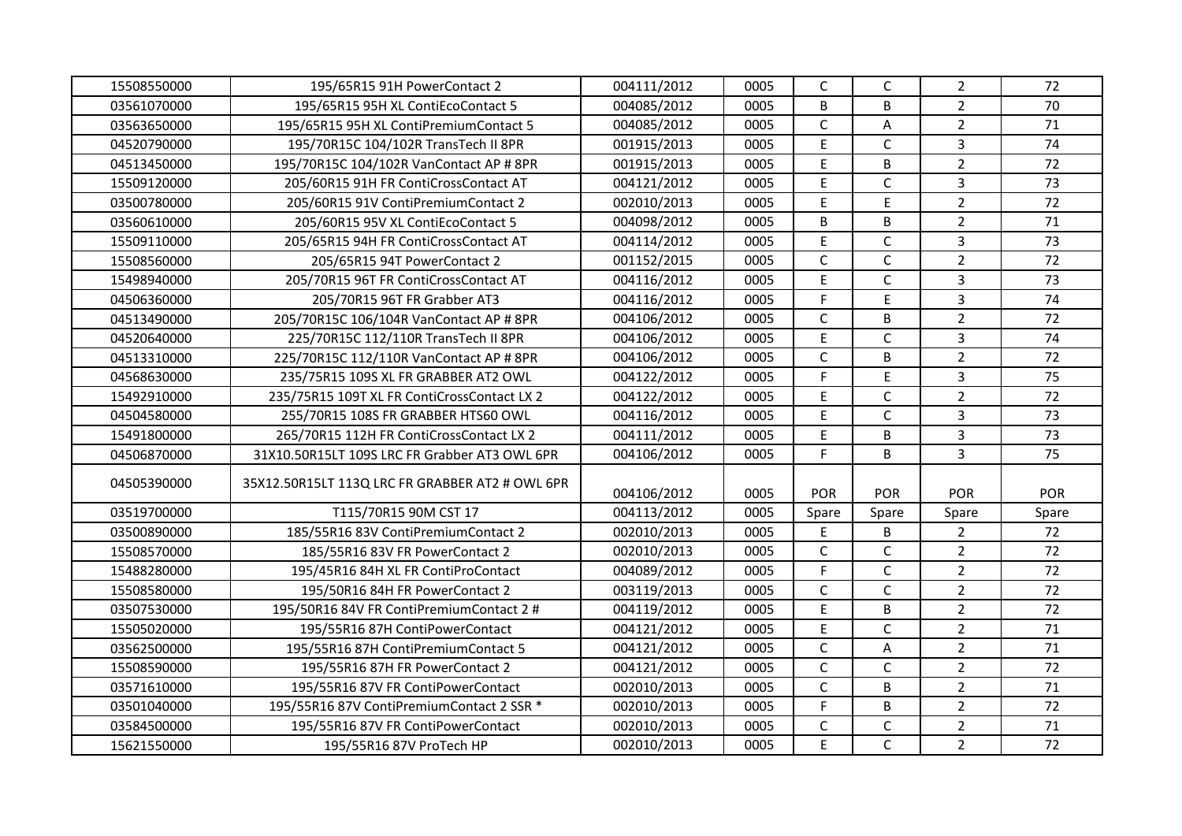| | | | | | | | |
|---|---|---|---|---|---|---|---|
| 15508550000 | 195/65R15 91H PowerContact 2 | 004111/2012 | 0005 | C | C | 2 | 72 |
| 03561070000 | 195/65R15 95H XL ContiEcoContact 5 | 004085/2012 | 0005 | B | B | 2 | 70 |
| 03563650000 | 195/65R15 95H XL ContiPremiumContact 5 | 004085/2012 | 0005 | C | A | 2 | 71 |
| 04520790000 | 195/70R15C 104/102R TransTech II 8PR | 001915/2013 | 0005 | E | C | 3 | 74 |
| 04513450000 | 195/70R15C 104/102R VanContact AP # 8PR | 001915/2013 | 0005 | E | B | 2 | 72 |
| 15509120000 | 205/60R15 91H FR ContiCrossContact AT | 004121/2012 | 0005 | E | C | 3 | 73 |
| 03500780000 | 205/60R15 91V ContiPremiumContact 2 | 002010/2013 | 0005 | E | E | 2 | 72 |
| 03560610000 | 205/60R15 95V XL ContiEcoContact 5 | 004098/2012 | 0005 | B | B | 2 | 71 |
| 15509110000 | 205/65R15 94H FR ContiCrossContact AT | 004114/2012 | 0005 | E | C | 3 | 73 |
| 15508560000 | 205/65R15 94T PowerContact 2 | 001152/2015 | 0005 | C | C | 2 | 72 |
| 15498940000 | 205/70R15 96T FR ContiCrossContact AT | 004116/2012 | 0005 | E | C | 3 | 73 |
| 04506360000 | 205/70R15 96T FR Grabber AT3 | 004116/2012 | 0005 | F | E | 3 | 74 |
| 04513490000 | 205/70R15C 106/104R VanContact AP # 8PR | 004106/2012 | 0005 | C | B | 2 | 72 |
| 04520640000 | 225/70R15C 112/110R TransTech II 8PR | 004106/2012 | 0005 | E | C | 3 | 74 |
| 04513310000 | 225/70R15C 112/110R VanContact AP # 8PR | 004106/2012 | 0005 | C | B | 2 | 72 |
| 04568630000 | 235/75R15 109S XL FR GRABBER AT2 OWL | 004122/2012 | 0005 | F | E | 3 | 75 |
| 15492910000 | 235/75R15 109T XL FR ContiCrossContact LX 2 | 004122/2012 | 0005 | E | C | 2 | 72 |
| 04504580000 | 255/70R15 108S FR GRABBER HTS60 OWL | 004116/2012 | 0005 | E | C | 3 | 73 |
| 15491800000 | 265/70R15 112H FR ContiCrossContact LX 2 | 004111/2012 | 0005 | E | B | 3 | 73 |
| 04506870000 | 31X10.50R15LT 109S LRC FR Grabber AT3 OWL 6PR | 004106/2012 | 0005 | F | B | 3 | 75 |
| 04505390000 | 35X12.50R15LT 113Q LRC FR GRABBER AT2 # OWL 6PR | 004106/2012 | 0005 | POR | POR | POR | POR |
| 03519700000 | T115/70R15 90M CST 17 | 004113/2012 | 0005 | Spare | Spare | Spare | Spare |
| 03500890000 | 185/55R16 83V ContiPremiumContact 2 | 002010/2013 | 0005 | E | B | 2 | 72 |
| 15508570000 | 185/55R16 83V FR PowerContact 2 | 002010/2013 | 0005 | C | C | 2 | 72 |
| 15488280000 | 195/45R16 84H XL FR ContiProContact | 004089/2012 | 0005 | F | C | 2 | 72 |
| 15508580000 | 195/50R16 84H FR PowerContact 2 | 003119/2013 | 0005 | C | C | 2 | 72 |
| 03507530000 | 195/50R16 84V FR ContiPremiumContact 2 # | 004119/2012 | 0005 | E | B | 2 | 72 |
| 15505020000 | 195/55R16 87H ContiPowerContact | 004121/2012 | 0005 | E | C | 2 | 71 |
| 03562500000 | 195/55R16 87H ContiPremiumContact 5 | 004121/2012 | 0005 | C | A | 2 | 71 |
| 15508590000 | 195/55R16 87H FR PowerContact 2 | 004121/2012 | 0005 | C | C | 2 | 72 |
| 03571610000 | 195/55R16 87V FR ContiPowerContact | 002010/2013 | 0005 | C | B | 2 | 71 |
| 03501040000 | 195/55R16 87V ContiPremiumContact 2 SSR * | 002010/2013 | 0005 | F | B | 2 | 72 |
| 03584500000 | 195/55R16 87V FR ContiPowerContact | 002010/2013 | 0005 | C | C | 2 | 71 |
| 15621550000 | 195/55R16 87V ProTech HP | 002010/2013 | 0005 | E | C | 2 | 72 |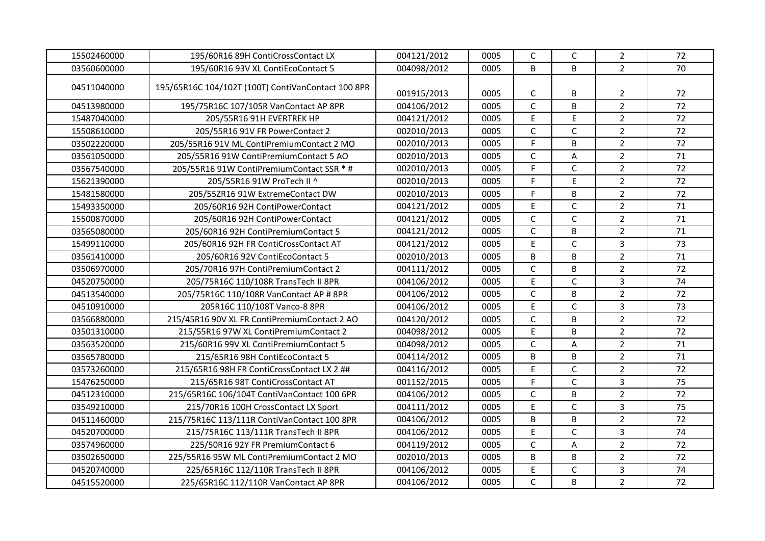| | | | | | | | |
|---|---|---|---|---|---|---|---|
| 15502460000 | 195/60R16 89H ContiCrossContact LX | 004121/2012 | 0005 | C | C | 2 | 72 |
| 03560600000 | 195/60R16 93V XL ContiEcoContact 5 | 004098/2012 | 0005 | B | B | 2 | 70 |
| 04511040000 | 195/65R16C 104/102T (100T) ContiVanContact 100 8PR | 001915/2013 | 0005 | C | B | 2 | 72 |
| 04513980000 | 195/75R16C 107/105R VanContact AP 8PR | 004106/2012 | 0005 | C | B | 2 | 72 |
| 15487040000 | 205/55R16 91H EVERTREK HP | 004121/2012 | 0005 | E | E | 2 | 72 |
| 15508610000 | 205/55R16 91V FR PowerContact 2 | 002010/2013 | 0005 | C | C | 2 | 72 |
| 03502220000 | 205/55R16 91V ML ContiPremiumContact 2 MO | 002010/2013 | 0005 | F | B | 2 | 72 |
| 03561050000 | 205/55R16 91W ContiPremiumContact 5 AO | 002010/2013 | 0005 | C | A | 2 | 71 |
| 03567540000 | 205/55R16 91W ContiPremiumContact SSR * # | 002010/2013 | 0005 | F | C | 2 | 72 |
| 15621390000 | 205/55R16 91W ProTech II ^ | 002010/2013 | 0005 | F | E | 2 | 72 |
| 15481580000 | 205/55ZR16 91W ExtremeContact DW | 002010/2013 | 0005 | F | B | 2 | 72 |
| 15493350000 | 205/60R16 92H ContiPowerContact | 004121/2012 | 0005 | E | C | 2 | 71 |
| 15500870000 | 205/60R16 92H ContiPowerContact | 004121/2012 | 0005 | C | C | 2 | 71 |
| 03565080000 | 205/60R16 92H ContiPremiumContact 5 | 004121/2012 | 0005 | C | B | 2 | 71 |
| 15499110000 | 205/60R16 92H FR ContiCrossContact AT | 004121/2012 | 0005 | E | C | 3 | 73 |
| 03561410000 | 205/60R16 92V ContiEcoContact 5 | 002010/2013 | 0005 | B | B | 2 | 71 |
| 03506970000 | 205/70R16 97H ContiPremiumContact 2 | 004111/2012 | 0005 | C | B | 2 | 72 |
| 04520750000 | 205/75R16C 110/108R TransTech II 8PR | 004106/2012 | 0005 | E | C | 3 | 74 |
| 04513540000 | 205/75R16C 110/108R VanContact AP # 8PR | 004106/2012 | 0005 | C | B | 2 | 72 |
| 04510910000 | 205R16C 110/108T Vanco-8 8PR | 004106/2012 | 0005 | E | C | 3 | 73 |
| 03566880000 | 215/45R16 90V XL FR ContiPremiumContact 2 AO | 004120/2012 | 0005 | C | B | 2 | 72 |
| 03501310000 | 215/55R16 97W XL ContiPremiumContact 2 | 004098/2012 | 0005 | E | B | 2 | 72 |
| 03563520000 | 215/60R16 99V XL ContiPremiumContact 5 | 004098/2012 | 0005 | C | A | 2 | 71 |
| 03565780000 | 215/65R16 98H ContiEcoContact 5 | 004114/2012 | 0005 | B | B | 2 | 71 |
| 03573260000 | 215/65R16 98H FR ContiCrossContact LX 2 ## | 004116/2012 | 0005 | E | C | 2 | 72 |
| 15476250000 | 215/65R16 98T ContiCrossContact AT | 001152/2015 | 0005 | F | C | 3 | 75 |
| 04512310000 | 215/65R16C 106/104T ContiVanContact 100 6PR | 004106/2012 | 0005 | C | B | 2 | 72 |
| 03549210000 | 215/70R16 100H CrossContact LX Sport | 004111/2012 | 0005 | E | C | 3 | 75 |
| 04511460000 | 215/75R16C 113/111R ContiVanContact 100 8PR | 004106/2012 | 0005 | B | B | 2 | 72 |
| 04520700000 | 215/75R16C 113/111R TransTech II 8PR | 004106/2012 | 0005 | E | C | 3 | 74 |
| 03574960000 | 225/50R16 92Y FR PremiumContact 6 | 004119/2012 | 0005 | C | A | 2 | 72 |
| 03502650000 | 225/55R16 95W ML ContiPremiumContact 2 MO | 002010/2013 | 0005 | B | B | 2 | 72 |
| 04520740000 | 225/65R16C 112/110R TransTech II 8PR | 004106/2012 | 0005 | E | C | 3 | 74 |
| 04515520000 | 225/65R16C 112/110R VanContact AP 8PR | 004106/2012 | 0005 | C | B | 2 | 72 |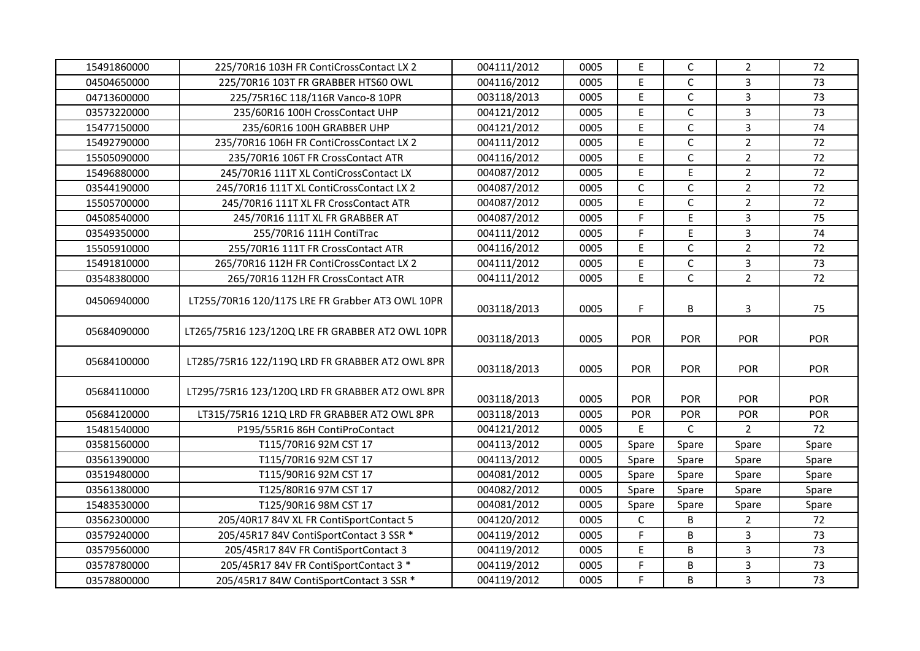| | | | | | | | |
|---|---|---|---|---|---|---|---|
| 15491860000 | 225/70R16 103H FR ContiCrossContact LX 2 | 004111/2012 | 0005 | E | C | 2 | 72 |
| 04504650000 | 225/70R16 103T FR GRABBER HTS60 OWL | 004116/2012 | 0005 | E | C | 3 | 73 |
| 04713600000 | 225/75R16C 118/116R Vanco-8 10PR | 003118/2013 | 0005 | E | C | 3 | 73 |
| 03573220000 | 235/60R16 100H CrossContact UHP | 004121/2012 | 0005 | E | C | 3 | 73 |
| 15477150000 | 235/60R16 100H GRABBER UHP | 004121/2012 | 0005 | E | C | 3 | 74 |
| 15492790000 | 235/70R16 106H FR ContiCrossContact LX 2 | 004111/2012 | 0005 | E | C | 2 | 72 |
| 15505090000 | 235/70R16 106T FR CrossContact ATR | 004116/2012 | 0005 | E | C | 2 | 72 |
| 15496880000 | 245/70R16 111T XL ContiCrossContact LX | 004087/2012 | 0005 | E | E | 2 | 72 |
| 03544190000 | 245/70R16 111T XL ContiCrossContact LX 2 | 004087/2012 | 0005 | C | C | 2 | 72 |
| 15505700000 | 245/70R16 111T XL FR CrossContact ATR | 004087/2012 | 0005 | E | C | 2 | 72 |
| 04508540000 | 245/70R16 111T XL FR GRABBER AT | 004087/2012 | 0005 | F | E | 3 | 75 |
| 03549350000 | 255/70R16 111H ContiTrac | 004111/2012 | 0005 | F | E | 3 | 74 |
| 15505910000 | 255/70R16 111T FR CrossContact ATR | 004116/2012 | 0005 | E | C | 2 | 72 |
| 15491810000 | 265/70R16 112H FR ContiCrossContact LX 2 | 004111/2012 | 0005 | E | C | 3 | 73 |
| 03548380000 | 265/70R16 112H FR CrossContact ATR | 004111/2012 | 0005 | E | C | 2 | 72 |
| 04506940000 | LT255/70R16 120/117S LRE FR Grabber AT3 OWL 10PR | 003118/2013 | 0005 | F | B | 3 | 75 |
| 05684090000 | LT265/75R16 123/120Q LRE FR GRABBER AT2 OWL 10PR | 003118/2013 | 0005 | POR | POR | POR | POR |
| 05684100000 | LT285/75R16 122/119Q LRD FR GRABBER AT2 OWL 8PR | 003118/2013 | 0005 | POR | POR | POR | POR |
| 05684110000 | LT295/75R16 123/120Q LRD FR GRABBER AT2 OWL 8PR | 003118/2013 | 0005 | POR | POR | POR | POR |
| 05684120000 | LT315/75R16 121Q LRD FR GRABBER AT2 OWL 8PR | 003118/2013 | 0005 | POR | POR | POR | POR |
| 15481540000 | P195/55R16 86H ContiProContact | 004121/2012 | 0005 | E | C | 2 | 72 |
| 03581560000 | T115/70R16 92M CST 17 | 004113/2012 | 0005 | Spare | Spare | Spare | Spare |
| 03561390000 | T115/70R16 92M CST 17 | 004113/2012 | 0005 | Spare | Spare | Spare | Spare |
| 03519480000 | T115/90R16 92M CST 17 | 004081/2012 | 0005 | Spare | Spare | Spare | Spare |
| 03561380000 | T125/80R16 97M CST 17 | 004082/2012 | 0005 | Spare | Spare | Spare | Spare |
| 15483530000 | T125/90R16 98M CST 17 | 004081/2012 | 0005 | Spare | Spare | Spare | Spare |
| 03562300000 | 205/40R17 84V XL FR ContiSportContact 5 | 004120/2012 | 0005 | C | B | 2 | 72 |
| 03579240000 | 205/45R17 84V ContiSportContact 3 SSR * | 004119/2012 | 0005 | F | B | 3 | 73 |
| 03579560000 | 205/45R17 84V FR ContiSportContact 3 | 004119/2012 | 0005 | E | B | 3 | 73 |
| 03578780000 | 205/45R17 84V FR ContiSportContact 3 * | 004119/2012 | 0005 | F | B | 3 | 73 |
| 03578800000 | 205/45R17 84W ContiSportContact 3 SSR * | 004119/2012 | 0005 | F | B | 3 | 73 |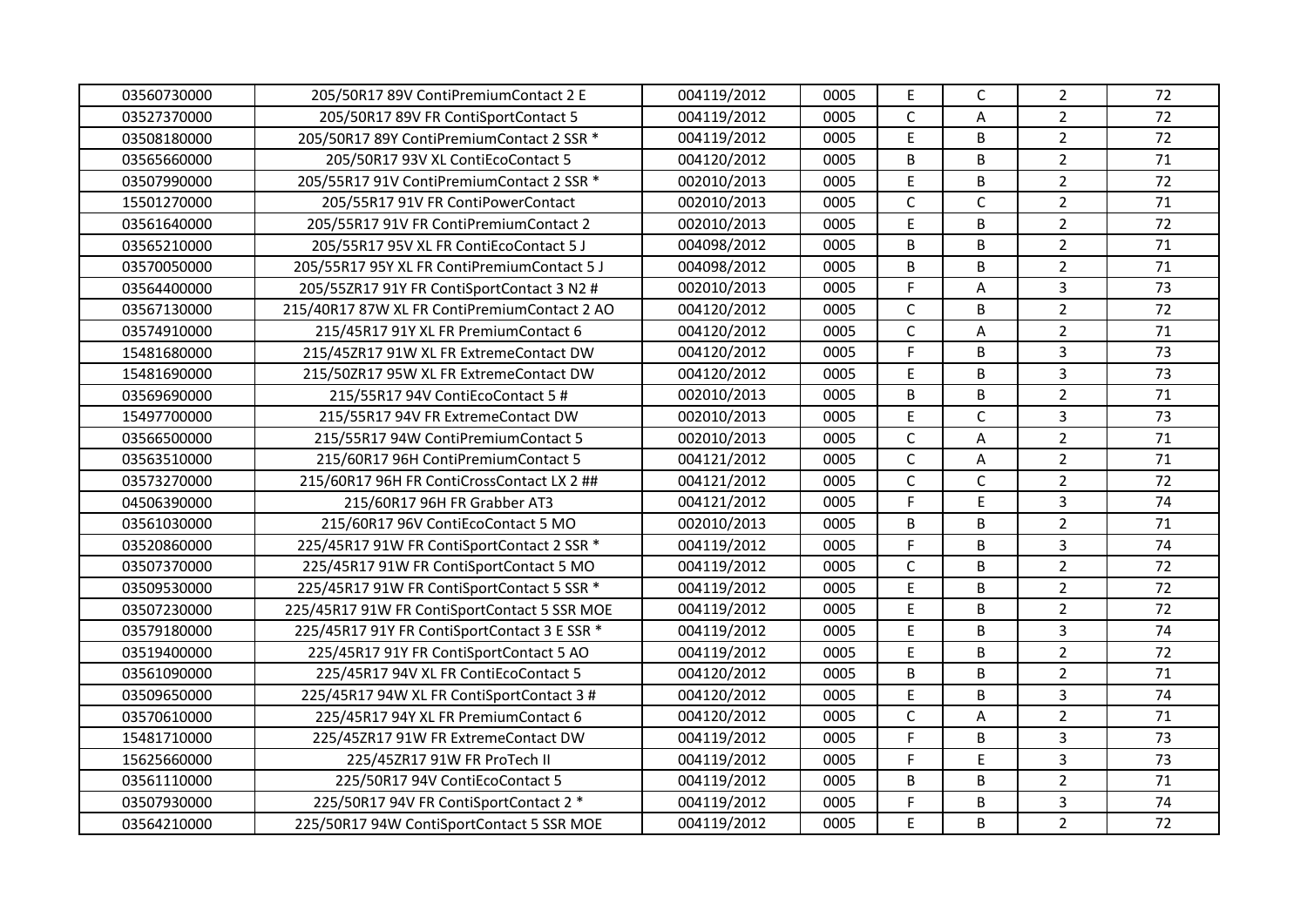| | | | | | | | |
|---|---|---|---|---|---|---|---|
| 03560730000 | 205/50R17 89V ContiPremiumContact 2 E | 004119/2012 | 0005 | E | C | 2 | 72 |
| 03527370000 | 205/50R17 89V FR ContiSportContact 5 | 004119/2012 | 0005 | C | A | 2 | 72 |
| 03508180000 | 205/50R17 89Y ContiPremiumContact 2 SSR * | 004119/2012 | 0005 | E | B | 2 | 72 |
| 03565660000 | 205/50R17 93V XL ContiEcoContact 5 | 004120/2012 | 0005 | B | B | 2 | 71 |
| 03507990000 | 205/55R17 91V ContiPremiumContact 2 SSR * | 002010/2013 | 0005 | E | B | 2 | 72 |
| 15501270000 | 205/55R17 91V FR ContiPowerContact | 002010/2013 | 0005 | C | C | 2 | 71 |
| 03561640000 | 205/55R17 91V FR ContiPremiumContact 2 | 002010/2013 | 0005 | E | B | 2 | 72 |
| 03565210000 | 205/55R17 95V XL FR ContiEcoContact 5 J | 004098/2012 | 0005 | B | B | 2 | 71 |
| 03570050000 | 205/55R17 95Y XL FR ContiPremiumContact 5 J | 004098/2012 | 0005 | B | B | 2 | 71 |
| 03564400000 | 205/55ZR17 91Y FR ContiSportContact 3 N2 # | 002010/2013 | 0005 | F | A | 3 | 73 |
| 03567130000 | 215/40R17 87W XL FR ContiPremiumContact 2 AO | 004120/2012 | 0005 | C | B | 2 | 72 |
| 03574910000 | 215/45R17 91Y XL FR PremiumContact 6 | 004120/2012 | 0005 | C | A | 2 | 71 |
| 15481680000 | 215/45ZR17 91W XL FR ExtremeContact DW | 004120/2012 | 0005 | F | B | 3 | 73 |
| 15481690000 | 215/50ZR17 95W XL FR ExtremeContact DW | 004120/2012 | 0005 | E | B | 3 | 73 |
| 03569690000 | 215/55R17 94V ContiEcoContact 5 # | 002010/2013 | 0005 | B | B | 2 | 71 |
| 15497700000 | 215/55R17 94V FR ExtremeContact DW | 002010/2013 | 0005 | E | C | 3 | 73 |
| 03566500000 | 215/55R17 94W ContiPremiumContact 5 | 002010/2013 | 0005 | C | A | 2 | 71 |
| 03563510000 | 215/60R17 96H ContiPremiumContact 5 | 004121/2012 | 0005 | C | A | 2 | 71 |
| 03573270000 | 215/60R17 96H FR ContiCrossContact LX 2 ## | 004121/2012 | 0005 | C | C | 2 | 72 |
| 04506390000 | 215/60R17 96H FR Grabber AT3 | 004121/2012 | 0005 | F | E | 3 | 74 |
| 03561030000 | 215/60R17 96V ContiEcoContact 5 MO | 002010/2013 | 0005 | B | B | 2 | 71 |
| 03520860000 | 225/45R17 91W FR ContiSportContact 2 SSR * | 004119/2012 | 0005 | F | B | 3 | 74 |
| 03507370000 | 225/45R17 91W FR ContiSportContact 5 MO | 004119/2012 | 0005 | C | B | 2 | 72 |
| 03509530000 | 225/45R17 91W FR ContiSportContact 5 SSR * | 004119/2012 | 0005 | E | B | 2 | 72 |
| 03507230000 | 225/45R17 91W FR ContiSportContact 5 SSR MOE | 004119/2012 | 0005 | E | B | 2 | 72 |
| 03579180000 | 225/45R17 91Y FR ContiSportContact 3 E SSR * | 004119/2012 | 0005 | E | B | 3 | 74 |
| 03519400000 | 225/45R17 91Y FR ContiSportContact 5 AO | 004119/2012 | 0005 | E | B | 2 | 72 |
| 03561090000 | 225/45R17 94V XL FR ContiEcoContact 5 | 004120/2012 | 0005 | B | B | 2 | 71 |
| 03509650000 | 225/45R17 94W XL FR ContiSportContact 3 # | 004120/2012 | 0005 | E | B | 3 | 74 |
| 03570610000 | 225/45R17 94Y XL FR PremiumContact 6 | 004120/2012 | 0005 | C | A | 2 | 71 |
| 15481710000 | 225/45ZR17 91W FR ExtremeContact DW | 004119/2012 | 0005 | F | B | 3 | 73 |
| 15625660000 | 225/45ZR17 91W FR ProTech II | 004119/2012 | 0005 | F | E | 3 | 73 |
| 03561110000 | 225/50R17 94V ContiEcoContact 5 | 004119/2012 | 0005 | B | B | 2 | 71 |
| 03507930000 | 225/50R17 94V FR ContiSportContact 2 * | 004119/2012 | 0005 | F | B | 3 | 74 |
| 03564210000 | 225/50R17 94W ContiSportContact 5 SSR MOE | 004119/2012 | 0005 | E | B | 2 | 72 |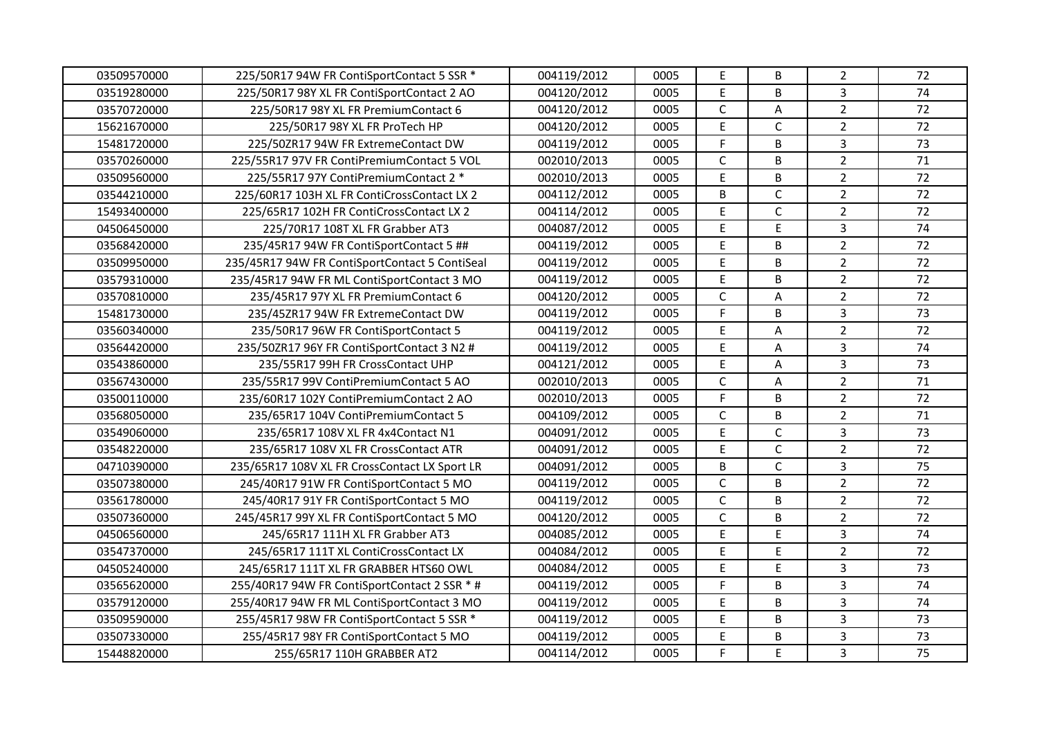| | | | | | | | |
|---|---|---|---|---|---|---|---|
| 03509570000 | 225/50R17 94W FR ContiSportContact 5 SSR * | 004119/2012 | 0005 | E | B | 2 | 72 |
| 03519280000 | 225/50R17 98Y XL FR ContiSportContact 2 AO | 004120/2012 | 0005 | E | B | 3 | 74 |
| 03570720000 | 225/50R17 98Y XL FR PremiumContact 6 | 004120/2012 | 0005 | C | A | 2 | 72 |
| 15621670000 | 225/50R17 98Y XL FR ProTech HP | 004120/2012 | 0005 | E | C | 2 | 72 |
| 15481720000 | 225/50ZR17 94W FR ExtremeContact DW | 004119/2012 | 0005 | F | B | 3 | 73 |
| 03570260000 | 225/55R17 97V FR ContiPremiumContact 5 VOL | 002010/2013 | 0005 | C | B | 2 | 71 |
| 03509560000 | 225/55R17 97Y ContiPremiumContact 2 * | 002010/2013 | 0005 | E | B | 2 | 72 |
| 03544210000 | 225/60R17 103H XL FR ContiCrossContact LX 2 | 004112/2012 | 0005 | B | C | 2 | 72 |
| 15493400000 | 225/65R17 102H FR ContiCrossContact LX 2 | 004114/2012 | 0005 | E | C | 2 | 72 |
| 04506450000 | 225/70R17 108T XL FR Grabber AT3 | 004087/2012 | 0005 | E | E | 3 | 74 |
| 03568420000 | 235/45R17 94W FR ContiSportContact 5 ## | 004119/2012 | 0005 | E | B | 2 | 72 |
| 03509950000 | 235/45R17 94W FR ContiSportContact 5 ContiSeal | 004119/2012 | 0005 | E | B | 2 | 72 |
| 03579310000 | 235/45R17 94W FR ML ContiSportContact 3 MO | 004119/2012 | 0005 | E | B | 2 | 72 |
| 03570810000 | 235/45R17 97Y XL FR PremiumContact 6 | 004120/2012 | 0005 | C | A | 2 | 72 |
| 15481730000 | 235/45ZR17 94W FR ExtremeContact DW | 004119/2012 | 0005 | F | B | 3 | 73 |
| 03560340000 | 235/50R17 96W FR ContiSportContact 5 | 004119/2012 | 0005 | E | A | 2 | 72 |
| 03564420000 | 235/50ZR17 96Y FR ContiSportContact 3 N2 # | 004119/2012 | 0005 | E | A | 3 | 74 |
| 03543860000 | 235/55R17 99H FR CrossContact UHP | 004121/2012 | 0005 | E | A | 3 | 73 |
| 03567430000 | 235/55R17 99V ContiPremiumContact 5 AO | 002010/2013 | 0005 | C | A | 2 | 71 |
| 03500110000 | 235/60R17 102Y ContiPremiumContact 2 AO | 002010/2013 | 0005 | F | B | 2 | 72 |
| 03568050000 | 235/65R17 104V ContiPremiumContact 5 | 004109/2012 | 0005 | C | B | 2 | 71 |
| 03549060000 | 235/65R17 108V XL FR 4x4Contact N1 | 004091/2012 | 0005 | E | C | 3 | 73 |
| 03548220000 | 235/65R17 108V XL FR CrossContact ATR | 004091/2012 | 0005 | E | C | 2 | 72 |
| 04710390000 | 235/65R17 108V XL FR CrossContact LX Sport LR | 004091/2012 | 0005 | B | C | 3 | 75 |
| 03507380000 | 245/40R17 91W FR ContiSportContact 5 MO | 004119/2012 | 0005 | C | B | 2 | 72 |
| 03561780000 | 245/40R17 91Y FR ContiSportContact 5 MO | 004119/2012 | 0005 | C | B | 2 | 72 |
| 03507360000 | 245/45R17 99Y XL FR ContiSportContact 5 MO | 004120/2012 | 0005 | C | B | 2 | 72 |
| 04506560000 | 245/65R17 111H XL FR Grabber AT3 | 004085/2012 | 0005 | E | E | 3 | 74 |
| 03547370000 | 245/65R17 111T XL ContiCrossContact LX | 004084/2012 | 0005 | E | E | 2 | 72 |
| 04505240000 | 245/65R17 111T XL FR GRABBER HTS60 OWL | 004084/2012 | 0005 | E | E | 3 | 73 |
| 03565620000 | 255/40R17 94W FR ContiSportContact 2 SSR * # | 004119/2012 | 0005 | F | B | 3 | 74 |
| 03579120000 | 255/40R17 94W FR ML ContiSportContact 3 MO | 004119/2012 | 0005 | E | B | 3 | 74 |
| 03509590000 | 255/45R17 98W FR ContiSportContact 5 SSR * | 004119/2012 | 0005 | E | B | 3 | 73 |
| 03507330000 | 255/45R17 98Y FR ContiSportContact 5 MO | 004119/2012 | 0005 | E | B | 3 | 73 |
| 15448820000 | 255/65R17 110H GRABBER AT2 | 004114/2012 | 0005 | F | E | 3 | 75 |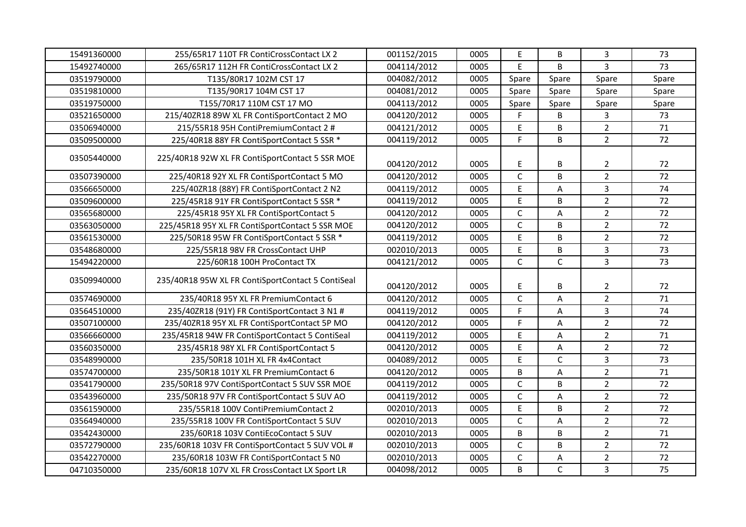| 15491360000 | 255/65R17 110T FR ContiCrossContact LX 2 | 001152/2015 | 0005 | E | B | 3 | 73 |
|---|---|---|---|---|---|---|---|
| 15492740000 | 265/65R17 112H FR ContiCrossContact LX 2 | 004114/2012 | 0005 | E | B | 3 | 73 |
| 03519790000 | T135/80R17 102M CST 17 | 004082/2012 | 0005 | Spare | Spare | Spare | Spare |
| 03519810000 | T135/90R17 104M CST 17 | 004081/2012 | 0005 | Spare | Spare | Spare | Spare |
| 03519750000 | T155/70R17 110M CST 17 MO | 004113/2012 | 0005 | Spare | Spare | Spare | Spare |
| 03521650000 | 215/40ZR18 89W XL FR ContiSportContact 2 MO | 004120/2012 | 0005 | F | B | 3 | 73 |
| 03506940000 | 215/55R18 95H ContiPremiumContact 2 # | 004121/2012 | 0005 | E | B | 2 | 71 |
| 03509500000 | 225/40R18 88Y FR ContiSportContact 5 SSR * | 004119/2012 | 0005 | F | B | 2 | 72 |
| 03505440000 | 225/40R18 92W XL FR ContiSportContact 5 SSR MOE | 004120/2012 | 0005 | E | B | 2 | 72 |
| 03507390000 | 225/40R18 92Y XL FR ContiSportContact 5 MO | 004120/2012 | 0005 | C | B | 2 | 72 |
| 03566650000 | 225/40ZR18 (88Y) FR ContiSportContact 2 N2 | 004119/2012 | 0005 | E | A | 3 | 74 |
| 03509600000 | 225/45R18 91Y FR ContiSportContact 5 SSR * | 004119/2012 | 0005 | E | B | 2 | 72 |
| 03565680000 | 225/45R18 95Y XL FR ContiSportContact 5 | 004120/2012 | 0005 | C | A | 2 | 72 |
| 03563050000 | 225/45R18 95Y XL FR ContiSportContact 5 SSR MOE | 004120/2012 | 0005 | C | B | 2 | 72 |
| 03561530000 | 225/50R18 95W FR ContiSportContact 5 SSR * | 004119/2012 | 0005 | E | B | 2 | 72 |
| 03548680000 | 225/55R18 98V FR CrossContact UHP | 002010/2013 | 0005 | E | B | 3 | 73 |
| 15494220000 | 225/60R18 100H ProContact TX | 004121/2012 | 0005 | C | C | 3 | 73 |
| 03509940000 | 235/40R18 95W XL FR ContiSportContact 5 ContiSeal | 004120/2012 | 0005 | E | B | 2 | 72 |
| 03574690000 | 235/40R18 95Y XL FR PremiumContact 6 | 004120/2012 | 0005 | C | A | 2 | 71 |
| 03564510000 | 235/40ZR18 (91Y) FR ContiSportContact 3 N1 # | 004119/2012 | 0005 | F | A | 3 | 74 |
| 03507100000 | 235/40ZR18 95Y XL FR ContiSportContact 5P MO | 004120/2012 | 0005 | F | A | 2 | 72 |
| 03566660000 | 235/45R18 94W FR ContiSportContact 5 ContiSeal | 004119/2012 | 0005 | E | A | 2 | 71 |
| 03560350000 | 235/45R18 98Y XL FR ContiSportContact 5 | 004120/2012 | 0005 | E | A | 2 | 72 |
| 03548990000 | 235/50R18 101H XL FR 4x4Contact | 004089/2012 | 0005 | E | C | 3 | 73 |
| 03574700000 | 235/50R18 101Y XL FR PremiumContact 6 | 004120/2012 | 0005 | B | A | 2 | 71 |
| 03541790000 | 235/50R18 97V ContiSportContact 5 SUV SSR MOE | 004119/2012 | 0005 | C | B | 2 | 72 |
| 03543960000 | 235/50R18 97V FR ContiSportContact 5 SUV AO | 004119/2012 | 0005 | C | A | 2 | 72 |
| 03561590000 | 235/55R18 100V ContiPremiumContact 2 | 002010/2013 | 0005 | E | B | 2 | 72 |
| 03564940000 | 235/55R18 100V FR ContiSportContact 5 SUV | 002010/2013 | 0005 | C | A | 2 | 72 |
| 03542430000 | 235/60R18 103V ContiEcoContact 5 SUV | 002010/2013 | 0005 | B | B | 2 | 71 |
| 03572790000 | 235/60R18 103V FR ContiSportContact 5 SUV VOL # | 002010/2013 | 0005 | C | B | 2 | 72 |
| 03542270000 | 235/60R18 103W FR ContiSportContact 5 N0 | 002010/2013 | 0005 | C | A | 2 | 72 |
| 04710350000 | 235/60R18 107V XL FR CrossContact LX Sport LR | 004098/2012 | 0005 | B | C | 3 | 75 |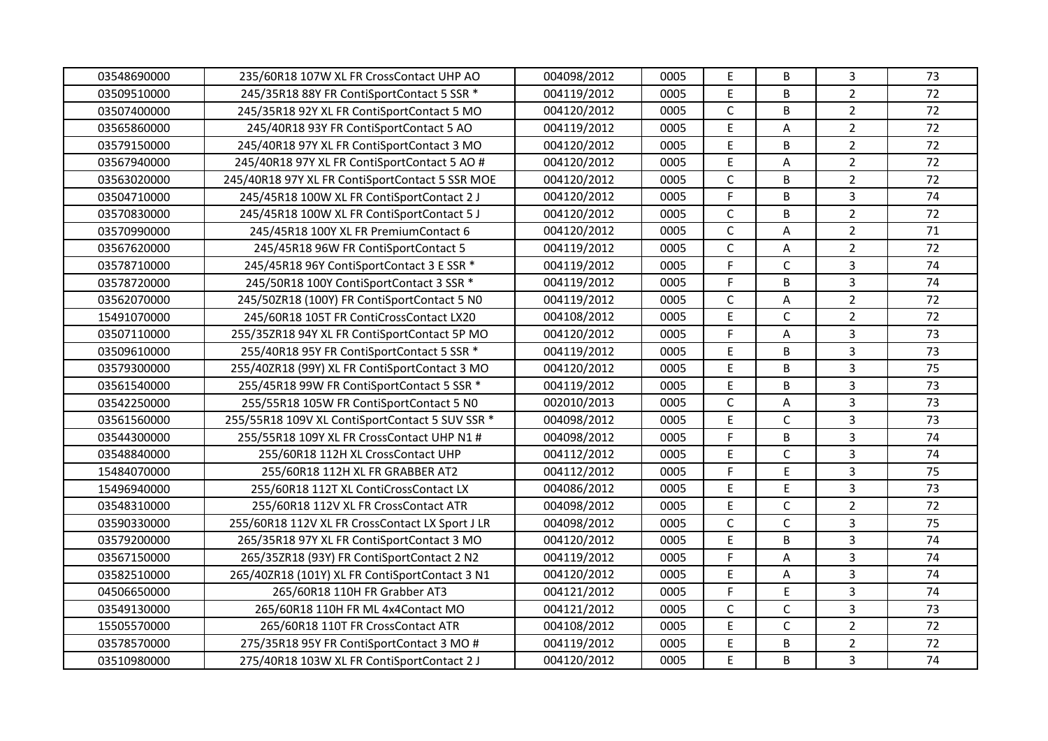| | | | | | | | |
|---|---|---|---|---|---|---|---|
| 03548690000 | 235/60R18 107W XL FR CrossContact UHP AO | 004098/2012 | 0005 | E | B | 3 | 73 |
| 03509510000 | 245/35R18 88Y FR ContiSportContact 5 SSR * | 004119/2012 | 0005 | E | B | 2 | 72 |
| 03507400000 | 245/35R18 92Y XL FR ContiSportContact 5 MO | 004120/2012 | 0005 | C | B | 2 | 72 |
| 03565860000 | 245/40R18 93Y FR ContiSportContact 5 AO | 004119/2012 | 0005 | E | A | 2 | 72 |
| 03579150000 | 245/40R18 97Y XL FR ContiSportContact 3 MO | 004120/2012 | 0005 | E | B | 2 | 72 |
| 03567940000 | 245/40R18 97Y XL FR ContiSportContact 5 AO # | 004120/2012 | 0005 | E | A | 2 | 72 |
| 03563020000 | 245/40R18 97Y XL FR ContiSportContact 5 SSR MOE | 004120/2012 | 0005 | C | B | 2 | 72 |
| 03504710000 | 245/45R18 100W XL FR ContiSportContact 2 J | 004120/2012 | 0005 | F | B | 3 | 74 |
| 03570830000 | 245/45R18 100W XL FR ContiSportContact 5 J | 004120/2012 | 0005 | C | B | 2 | 72 |
| 03570990000 | 245/45R18 100Y XL FR PremiumContact 6 | 004120/2012 | 0005 | C | A | 2 | 71 |
| 03567620000 | 245/45R18 96W FR ContiSportContact 5 | 004119/2012 | 0005 | C | A | 2 | 72 |
| 03578710000 | 245/45R18 96Y ContiSportContact 3 E SSR * | 004119/2012 | 0005 | F | C | 3 | 74 |
| 03578720000 | 245/50R18 100Y ContiSportContact 3 SSR * | 004119/2012 | 0005 | F | B | 3 | 74 |
| 03562070000 | 245/50ZR18 (100Y) FR ContiSportContact 5 N0 | 004119/2012 | 0005 | C | A | 2 | 72 |
| 15491070000 | 245/60R18 105T FR ContiCrossContact LX20 | 004108/2012 | 0005 | E | C | 2 | 72 |
| 03507110000 | 255/35ZR18 94Y XL FR ContiSportContact 5P MO | 004120/2012 | 0005 | F | A | 3 | 73 |
| 03509610000 | 255/40R18 95Y FR ContiSportContact 5 SSR * | 004119/2012 | 0005 | E | B | 3 | 73 |
| 03579300000 | 255/40ZR18 (99Y) XL FR ContiSportContact 3 MO | 004120/2012 | 0005 | E | B | 3 | 75 |
| 03561540000 | 255/45R18 99W FR ContiSportContact 5 SSR * | 004119/2012 | 0005 | E | B | 3 | 73 |
| 03542250000 | 255/55R18 105W FR ContiSportContact 5 N0 | 002010/2013 | 0005 | C | A | 3 | 73 |
| 03561560000 | 255/55R18 109V XL ContiSportContact 5 SUV SSR * | 004098/2012 | 0005 | E | C | 3 | 73 |
| 03544300000 | 255/55R18 109Y XL FR CrossContact UHP N1 # | 004098/2012 | 0005 | F | B | 3 | 74 |
| 03548840000 | 255/60R18 112H XL CrossContact UHP | 004112/2012 | 0005 | E | C | 3 | 74 |
| 15484070000 | 255/60R18 112H XL FR GRABBER AT2 | 004112/2012 | 0005 | F | E | 3 | 75 |
| 15496940000 | 255/60R18 112T XL ContiCrossContact LX | 004086/2012 | 0005 | E | E | 3 | 73 |
| 03548310000 | 255/60R18 112V XL FR CrossContact ATR | 004098/2012 | 0005 | E | C | 2 | 72 |
| 03590330000 | 255/60R18 112V XL FR CrossContact LX Sport J LR | 004098/2012 | 0005 | C | C | 3 | 75 |
| 03579200000 | 265/35R18 97Y XL FR ContiSportContact 3 MO | 004120/2012 | 0005 | E | B | 3 | 74 |
| 03567150000 | 265/35ZR18 (93Y) FR ContiSportContact 2 N2 | 004119/2012 | 0005 | F | A | 3 | 74 |
| 03582510000 | 265/40ZR18 (101Y) XL FR ContiSportContact 3 N1 | 004120/2012 | 0005 | E | A | 3 | 74 |
| 04506650000 | 265/60R18 110H FR Grabber AT3 | 004121/2012 | 0005 | F | E | 3 | 74 |
| 03549130000 | 265/60R18 110H FR ML 4x4Contact MO | 004121/2012 | 0005 | C | C | 3 | 73 |
| 15505570000 | 265/60R18 110T FR CrossContact ATR | 004108/2012 | 0005 | E | C | 2 | 72 |
| 03578570000 | 275/35R18 95Y FR ContiSportContact 3 MO # | 004119/2012 | 0005 | E | B | 2 | 72 |
| 03510980000 | 275/40R18 103W XL FR ContiSportContact 2 J | 004120/2012 | 0005 | E | B | 3 | 74 |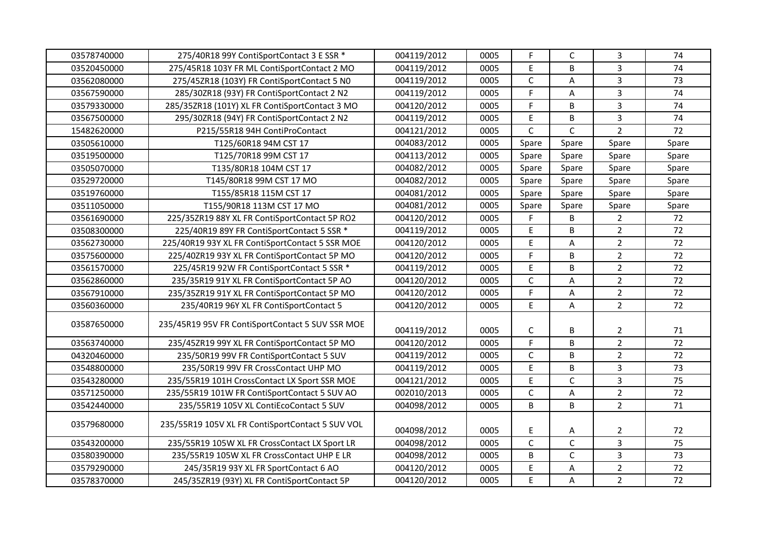| | | | | | | | |
|---|---|---|---|---|---|---|---|
| 03578740000 | 275/40R18 99Y ContiSportContact 3 E SSR * | 004119/2012 | 0005 | F | C | 3 | 74 |
| 03520450000 | 275/45R18 103Y FR ML ContiSportContact 2 MO | 004119/2012 | 0005 | E | B | 3 | 74 |
| 03562080000 | 275/45ZR18 (103Y) FR ContiSportContact 5 N0 | 004119/2012 | 0005 | C | A | 3 | 73 |
| 03567590000 | 285/30ZR18 (93Y) FR ContiSportContact 2 N2 | 004119/2012 | 0005 | F | A | 3 | 74 |
| 03579330000 | 285/35ZR18 (101Y) XL FR ContiSportContact 3 MO | 004120/2012 | 0005 | F | B | 3 | 74 |
| 03567500000 | 295/30ZR18 (94Y) FR ContiSportContact 2 N2 | 004119/2012 | 0005 | E | B | 3 | 74 |
| 15482620000 | P215/55R18 94H ContiProContact | 004121/2012 | 0005 | C | C | 2 | 72 |
| 03505610000 | T125/60R18 94M CST 17 | 004083/2012 | 0005 | Spare | Spare | Spare | Spare |
| 03519500000 | T125/70R18 99M CST 17 | 004113/2012 | 0005 | Spare | Spare | Spare | Spare |
| 03505070000 | T135/80R18 104M CST 17 | 004082/2012 | 0005 | Spare | Spare | Spare | Spare |
| 03529720000 | T145/80R18 99M CST 17 MO | 004082/2012 | 0005 | Spare | Spare | Spare | Spare |
| 03519760000 | T155/85R18 115M CST 17 | 004081/2012 | 0005 | Spare | Spare | Spare | Spare |
| 03511050000 | T155/90R18 113M CST 17 MO | 004081/2012 | 0005 | Spare | Spare | Spare | Spare |
| 03561690000 | 225/35ZR19 88Y XL FR ContiSportContact 5P RO2 | 004120/2012 | 0005 | F | B | 2 | 72 |
| 03508300000 | 225/40R19 89Y FR ContiSportContact 5 SSR * | 004119/2012 | 0005 | E | B | 2 | 72 |
| 03562730000 | 225/40R19 93Y XL FR ContiSportContact 5 SSR MOE | 004120/2012 | 0005 | E | A | 2 | 72 |
| 03575600000 | 225/40ZR19 93Y XL FR ContiSportContact 5P MO | 004120/2012 | 0005 | F | B | 2 | 72 |
| 03561570000 | 225/45R19 92W FR ContiSportContact 5 SSR * | 004119/2012 | 0005 | E | B | 2 | 72 |
| 03562860000 | 235/35R19 91Y XL FR ContiSportContact 5P AO | 004120/2012 | 0005 | C | A | 2 | 72 |
| 03567910000 | 235/35ZR19 91Y XL FR ContiSportContact 5P MO | 004120/2012 | 0005 | F | A | 2 | 72 |
| 03560360000 | 235/40R19 96Y XL FR ContiSportContact 5 | 004120/2012 | 0005 | E | A | 2 | 72 |
| 03587650000 | 235/45R19 95V FR ContiSportContact 5 SUV SSR MOE | 004119/2012 | 0005 | C | B | 2 | 71 |
| 03563740000 | 235/45ZR19 99Y XL FR ContiSportContact 5P MO | 004120/2012 | 0005 | F | B | 2 | 72 |
| 04320460000 | 235/50R19 99V FR ContiSportContact 5 SUV | 004119/2012 | 0005 | C | B | 2 | 72 |
| 03548800000 | 235/50R19 99V FR CrossContact UHP MO | 004119/2012 | 0005 | E | B | 3 | 73 |
| 03543280000 | 235/55R19 101H CrossContact LX Sport SSR MOE | 004121/2012 | 0005 | E | C | 3 | 75 |
| 03571250000 | 235/55R19 101W FR ContiSportContact 5 SUV AO | 002010/2013 | 0005 | C | A | 2 | 72 |
| 03542440000 | 235/55R19 105V XL ContiEcoContact 5 SUV | 004098/2012 | 0005 | B | B | 2 | 71 |
| 03579680000 | 235/55R19 105V XL FR ContiSportContact 5 SUV VOL | 004098/2012 | 0005 | E | A | 2 | 72 |
| 03543200000 | 235/55R19 105W XL FR CrossContact LX Sport LR | 004098/2012 | 0005 | C | C | 3 | 75 |
| 03580390000 | 235/55R19 105W XL FR CrossContact UHP E LR | 004098/2012 | 0005 | B | C | 3 | 73 |
| 03579290000 | 245/35R19 93Y XL FR SportContact 6 AO | 004120/2012 | 0005 | E | A | 2 | 72 |
| 03578370000 | 245/35ZR19 (93Y) XL FR ContiSportContact 5P | 004120/2012 | 0005 | E | A | 2 | 72 |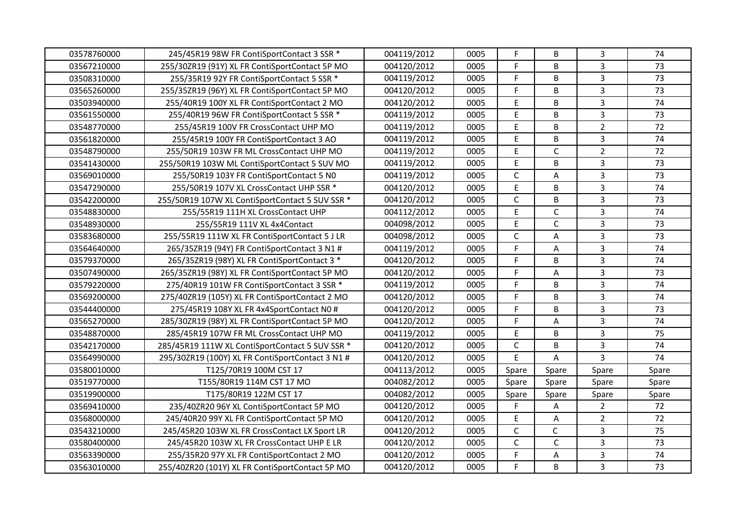| | | | | | | | |
|---|---|---|---|---|---|---|---|
| 03578760000 | 245/45R19 98W FR ContiSportContact 3 SSR * | 004119/2012 | 0005 | F | B | 3 | 74 |
| 03567210000 | 255/30ZR19 (91Y) XL FR ContiSportContact 5P MO | 004120/2012 | 0005 | F | B | 3 | 73 |
| 03508310000 | 255/35R19 92Y FR ContiSportContact 5 SSR * | 004119/2012 | 0005 | F | B | 3 | 73 |
| 03565260000 | 255/35ZR19 (96Y) XL FR ContiSportContact 5P MO | 004120/2012 | 0005 | F | B | 3 | 73 |
| 03503940000 | 255/40R19 100Y XL FR ContiSportContact 2 MO | 004120/2012 | 0005 | E | B | 3 | 74 |
| 03561550000 | 255/40R19 96W FR ContiSportContact 5 SSR * | 004119/2012 | 0005 | E | B | 3 | 73 |
| 03548770000 | 255/45R19 100V FR CrossContact UHP MO | 004119/2012 | 0005 | E | B | 2 | 72 |
| 03561820000 | 255/45R19 100Y FR ContiSportContact 3 AO | 004119/2012 | 0005 | E | B | 3 | 74 |
| 03548790000 | 255/50R19 103W FR ML CrossContact UHP MO | 004119/2012 | 0005 | E | C | 2 | 72 |
| 03541430000 | 255/50R19 103W ML ContiSportContact 5 SUV MO | 004119/2012 | 0005 | E | B | 3 | 73 |
| 03569010000 | 255/50R19 103Y FR ContiSportContact 5 N0 | 004119/2012 | 0005 | C | A | 3 | 73 |
| 03547290000 | 255/50R19 107V XL CrossContact UHP SSR * | 004120/2012 | 0005 | E | B | 3 | 74 |
| 03542200000 | 255/50R19 107W XL ContiSportContact 5 SUV SSR * | 004120/2012 | 0005 | C | B | 3 | 73 |
| 03548830000 | 255/55R19 111H XL CrossContact UHP | 004112/2012 | 0005 | E | C | 3 | 74 |
| 03548930000 | 255/55R19 111V XL 4x4Contact | 004098/2012 | 0005 | E | C | 3 | 73 |
| 03583680000 | 255/55R19 111W XL FR ContiSportContact 5 J LR | 004098/2012 | 0005 | C | A | 3 | 73 |
| 03564640000 | 265/35ZR19 (94Y) FR ContiSportContact 3 N1 # | 004119/2012 | 0005 | F | A | 3 | 74 |
| 03579370000 | 265/35ZR19 (98Y) XL FR ContiSportContact 3 * | 004120/2012 | 0005 | F | B | 3 | 74 |
| 03507490000 | 265/35ZR19 (98Y) XL FR ContiSportContact 5P MO | 004120/2012 | 0005 | F | A | 3 | 73 |
| 03579220000 | 275/40R19 101W FR ContiSportContact 3 SSR * | 004119/2012 | 0005 | F | B | 3 | 74 |
| 03569200000 | 275/40ZR19 (105Y) XL FR ContiSportContact 2 MO | 004120/2012 | 0005 | F | B | 3 | 74 |
| 03544400000 | 275/45R19 108Y XL FR 4x4SportContact N0 # | 004120/2012 | 0005 | F | B | 3 | 73 |
| 03565270000 | 285/30ZR19 (98Y) XL FR ContiSportContact 5P MO | 004120/2012 | 0005 | F | A | 3 | 74 |
| 03548870000 | 285/45R19 107W FR ML CrossContact UHP MO | 004119/2012 | 0005 | E | B | 3 | 75 |
| 03542170000 | 285/45R19 111W XL ContiSportContact 5 SUV SSR * | 004120/2012 | 0005 | C | B | 3 | 74 |
| 03564990000 | 295/30ZR19 (100Y) XL FR ContiSportContact 3 N1 # | 004120/2012 | 0005 | E | A | 3 | 74 |
| 03580010000 | T125/70R19 100M CST 17 | 004113/2012 | 0005 | Spare | Spare | Spare | Spare |
| 03519770000 | T155/80R19 114M CST 17 MO | 004082/2012 | 0005 | Spare | Spare | Spare | Spare |
| 03519900000 | T175/80R19 122M CST 17 | 004082/2012 | 0005 | Spare | Spare | Spare | Spare |
| 03569410000 | 235/40ZR20 96Y XL ContiSportContact 5P MO | 004120/2012 | 0005 | F | A | 2 | 72 |
| 03568000000 | 245/40R20 99Y XL FR ContiSportContact 5P MO | 004120/2012 | 0005 | E | A | 2 | 72 |
| 03543210000 | 245/45R20 103W XL FR CrossContact LX Sport LR | 004120/2012 | 0005 | C | C | 3 | 75 |
| 03580400000 | 245/45R20 103W XL FR CrossContact UHP E LR | 004120/2012 | 0005 | C | C | 3 | 73 |
| 03563390000 | 255/35R20 97Y XL FR ContiSportContact 2 MO | 004120/2012 | 0005 | F | A | 3 | 74 |
| 03563010000 | 255/40ZR20 (101Y) XL FR ContiSportContact 5P MO | 004120/2012 | 0005 | F | B | 3 | 73 |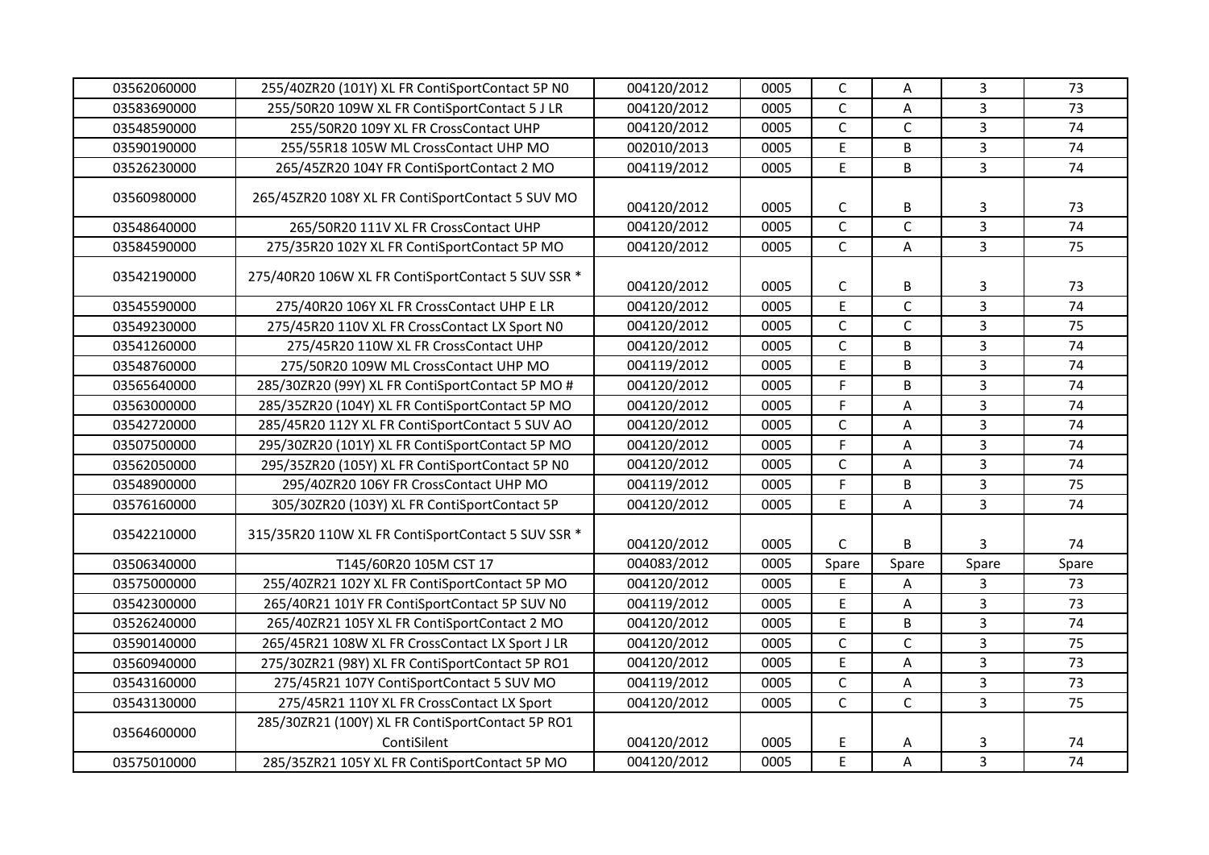| | | | | | | | |
|---|---|---|---|---|---|---|---|
| 03562060000 | 255/40ZR20 (101Y) XL FR ContiSportContact 5P N0 | 004120/2012 | 0005 | C | A | 3 | 73 |
| 03583690000 | 255/50R20 109W XL FR ContiSportContact 5 J LR | 004120/2012 | 0005 | C | A | 3 | 73 |
| 03548590000 | 255/50R20 109Y XL FR CrossContact UHP | 004120/2012 | 0005 | C | C | 3 | 74 |
| 03590190000 | 255/55R18 105W ML CrossContact UHP MO | 002010/2013 | 0005 | E | B | 3 | 74 |
| 03526230000 | 265/45ZR20 104Y FR ContiSportContact 2 MO | 004119/2012 | 0005 | E | B | 3 | 74 |
| 03560980000 | 265/45ZR20 108Y XL FR ContiSportContact 5 SUV MO | 004120/2012 | 0005 | C | B | 3 | 73 |
| 03548640000 | 265/50R20 111V XL FR CrossContact UHP | 004120/2012 | 0005 | C | C | 3 | 74 |
| 03584590000 | 275/35R20 102Y XL FR ContiSportContact 5P MO | 004120/2012 | 0005 | C | A | 3 | 75 |
| 03542190000 | 275/40R20 106W XL FR ContiSportContact 5 SUV SSR * | 004120/2012 | 0005 | C | B | 3 | 73 |
| 03545590000 | 275/40R20 106Y XL FR CrossContact UHP E LR | 004120/2012 | 0005 | E | C | 3 | 74 |
| 03549230000 | 275/45R20 110V XL FR CrossContact LX Sport N0 | 004120/2012 | 0005 | C | C | 3 | 75 |
| 03541260000 | 275/45R20 110W XL FR CrossContact UHP | 004120/2012 | 0005 | C | B | 3 | 74 |
| 03548760000 | 275/50R20 109W ML CrossContact UHP MO | 004119/2012 | 0005 | E | B | 3 | 74 |
| 03565640000 | 285/30ZR20 (99Y) XL FR ContiSportContact 5P MO # | 004120/2012 | 0005 | F | B | 3 | 74 |
| 03563000000 | 285/35ZR20 (104Y) XL FR ContiSportContact 5P MO | 004120/2012 | 0005 | F | A | 3 | 74 |
| 03542720000 | 285/45R20 112Y XL FR ContiSportContact 5 SUV AO | 004120/2012 | 0005 | C | A | 3 | 74 |
| 03507500000 | 295/30ZR20 (101Y) XL FR ContiSportContact 5P MO | 004120/2012 | 0005 | F | A | 3 | 74 |
| 03562050000 | 295/35ZR20 (105Y) XL FR ContiSportContact 5P N0 | 004120/2012 | 0005 | C | A | 3 | 74 |
| 03548900000 | 295/40ZR20 106Y FR CrossContact UHP MO | 004119/2012 | 0005 | F | B | 3 | 75 |
| 03576160000 | 305/30ZR20 (103Y) XL FR ContiSportContact 5P | 004120/2012 | 0005 | E | A | 3 | 74 |
| 03542210000 | 315/35R20 110W XL FR ContiSportContact 5 SUV SSR * | 004120/2012 | 0005 | C | B | 3 | 74 |
| 03506340000 | T145/60R20 105M CST 17 | 004083/2012 | 0005 | Spare | Spare | Spare | Spare |
| 03575000000 | 255/40ZR21 102Y XL FR ContiSportContact 5P MO | 004120/2012 | 0005 | E | A | 3 | 73 |
| 03542300000 | 265/40R21 101Y FR ContiSportContact 5P SUV N0 | 004119/2012 | 0005 | E | A | 3 | 73 |
| 03526240000 | 265/40ZR21 105Y XL FR ContiSportContact 2 MO | 004120/2012 | 0005 | E | B | 3 | 74 |
| 03590140000 | 265/45R21 108W XL FR CrossContact LX Sport J LR | 004120/2012 | 0005 | C | C | 3 | 75 |
| 03560940000 | 275/30ZR21 (98Y) XL FR ContiSportContact 5P RO1 | 004120/2012 | 0005 | E | A | 3 | 73 |
| 03543160000 | 275/45R21 107Y ContiSportContact 5 SUV MO | 004119/2012 | 0005 | C | A | 3 | 73 |
| 03543130000 | 275/45R21 110Y XL FR CrossContact LX Sport | 004120/2012 | 0005 | C | C | 3 | 75 |
| 03564600000 | 285/30ZR21 (100Y) XL FR ContiSportContact 5P RO1 ContiSilent | 004120/2012 | 0005 | E | A | 3 | 74 |
| 03575010000 | 285/35ZR21 105Y XL FR ContiSportContact 5P MO | 004120/2012 | 0005 | E | A | 3 | 74 |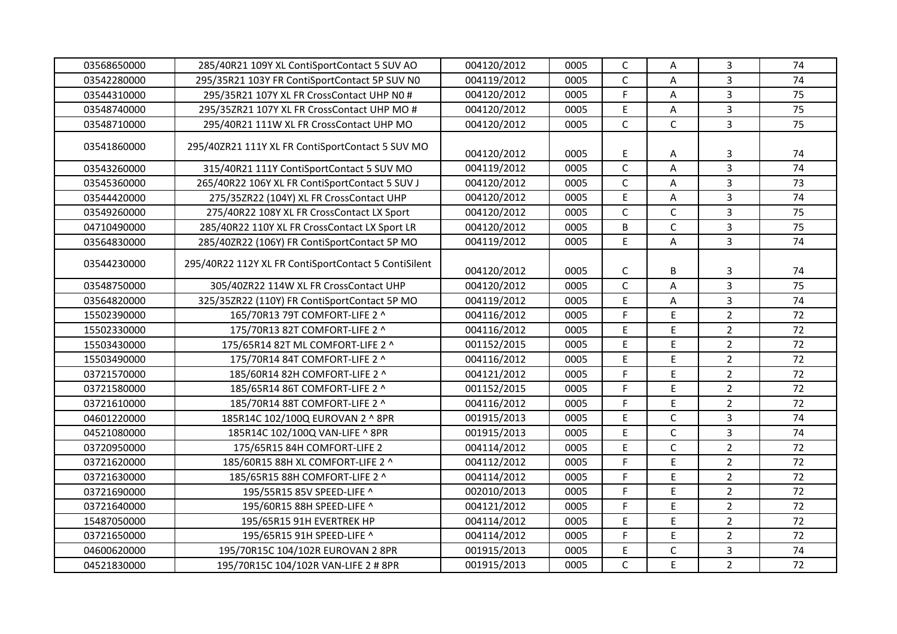| | | | | | | | |
|---|---|---|---|---|---|---|---|
| 03568650000 | 285/40R21 109Y XL ContiSportContact 5 SUV AO | 004120/2012 | 0005 | C | A | 3 | 74 |
| 03542280000 | 295/35R21 103Y FR ContiSportContact 5P SUV N0 | 004119/2012 | 0005 | C | A | 3 | 74 |
| 03544310000 | 295/35R21 107Y XL FR CrossContact UHP N0 # | 004120/2012 | 0005 | F | A | 3 | 75 |
| 03548740000 | 295/35ZR21 107Y XL FR CrossContact UHP MO # | 004120/2012 | 0005 | E | A | 3 | 75 |
| 03548710000 | 295/40R21 111W XL FR CrossContact UHP MO | 004120/2012 | 0005 | C | C | 3 | 75 |
| 03541860000 | 295/40ZR21 111Y XL FR ContiSportContact 5 SUV MO | 004120/2012 | 0005 | E | A | 3 | 74 |
| 03543260000 | 315/40R21 111Y ContiSportContact 5 SUV MO | 004119/2012 | 0005 | C | A | 3 | 74 |
| 03545360000 | 265/40R22 106Y XL FR ContiSportContact 5 SUV J | 004120/2012 | 0005 | C | A | 3 | 73 |
| 03544420000 | 275/35ZR22 (104Y) XL FR CrossContact UHP | 004120/2012 | 0005 | E | A | 3 | 74 |
| 03549260000 | 275/40R22 108Y XL FR CrossContact LX Sport | 004120/2012 | 0005 | C | C | 3 | 75 |
| 04710490000 | 285/40R22 110Y XL FR CrossContact LX Sport LR | 004120/2012 | 0005 | B | C | 3 | 75 |
| 03564830000 | 285/40ZR22 (106Y) FR ContiSportContact 5P MO | 004119/2012 | 0005 | E | A | 3 | 74 |
| 03544230000 | 295/40R22 112Y XL FR ContiSportContact 5 ContiSilent | 004120/2012 | 0005 | C | B | 3 | 74 |
| 03548750000 | 305/40ZR22 114W XL FR CrossContact UHP | 004120/2012 | 0005 | C | A | 3 | 75 |
| 03564820000 | 325/35ZR22 (110Y) FR ContiSportContact 5P MO | 004119/2012 | 0005 | E | A | 3 | 74 |
| 15502390000 | 165/70R13 79T COMFORT-LIFE 2 ^ | 004116/2012 | 0005 | F | E | 2 | 72 |
| 15502330000 | 175/70R13 82T COMFORT-LIFE 2 ^ | 004116/2012 | 0005 | E | E | 2 | 72 |
| 15503430000 | 175/65R14 82T ML COMFORT-LIFE 2 ^ | 001152/2015 | 0005 | E | E | 2 | 72 |
| 15503490000 | 175/70R14 84T COMFORT-LIFE 2 ^ | 004116/2012 | 0005 | E | E | 2 | 72 |
| 03721570000 | 185/60R14 82H COMFORT-LIFE 2 ^ | 004121/2012 | 0005 | F | E | 2 | 72 |
| 03721580000 | 185/65R14 86T COMFORT-LIFE 2 ^ | 001152/2015 | 0005 | F | E | 2 | 72 |
| 03721610000 | 185/70R14 88T COMFORT-LIFE 2 ^ | 004116/2012 | 0005 | F | E | 2 | 72 |
| 04601220000 | 185R14C 102/100Q EUROVAN 2 ^ 8PR | 001915/2013 | 0005 | E | C | 3 | 74 |
| 04521080000 | 185R14C 102/100Q VAN-LIFE ^ 8PR | 001915/2013 | 0005 | E | C | 3 | 74 |
| 03720950000 | 175/65R15 84H COMFORT-LIFE 2 | 004114/2012 | 0005 | E | C | 2 | 72 |
| 03721620000 | 185/60R15 88H XL COMFORT-LIFE 2 ^ | 004112/2012 | 0005 | F | E | 2 | 72 |
| 03721630000 | 185/65R15 88H COMFORT-LIFE 2 ^ | 004114/2012 | 0005 | F | E | 2 | 72 |
| 03721690000 | 195/55R15 85V SPEED-LIFE ^ | 002010/2013 | 0005 | F | E | 2 | 72 |
| 03721640000 | 195/60R15 88H SPEED-LIFE ^ | 004121/2012 | 0005 | F | E | 2 | 72 |
| 15487050000 | 195/65R15 91H EVERTREK HP | 004114/2012 | 0005 | E | E | 2 | 72 |
| 03721650000 | 195/65R15 91H SPEED-LIFE ^ | 004114/2012 | 0005 | F | E | 2 | 72 |
| 04600620000 | 195/70R15C 104/102R EUROVAN 2 8PR | 001915/2013 | 0005 | E | C | 3 | 74 |
| 04521830000 | 195/70R15C 104/102R VAN-LIFE 2 # 8PR | 001915/2013 | 0005 | C | E | 2 | 72 |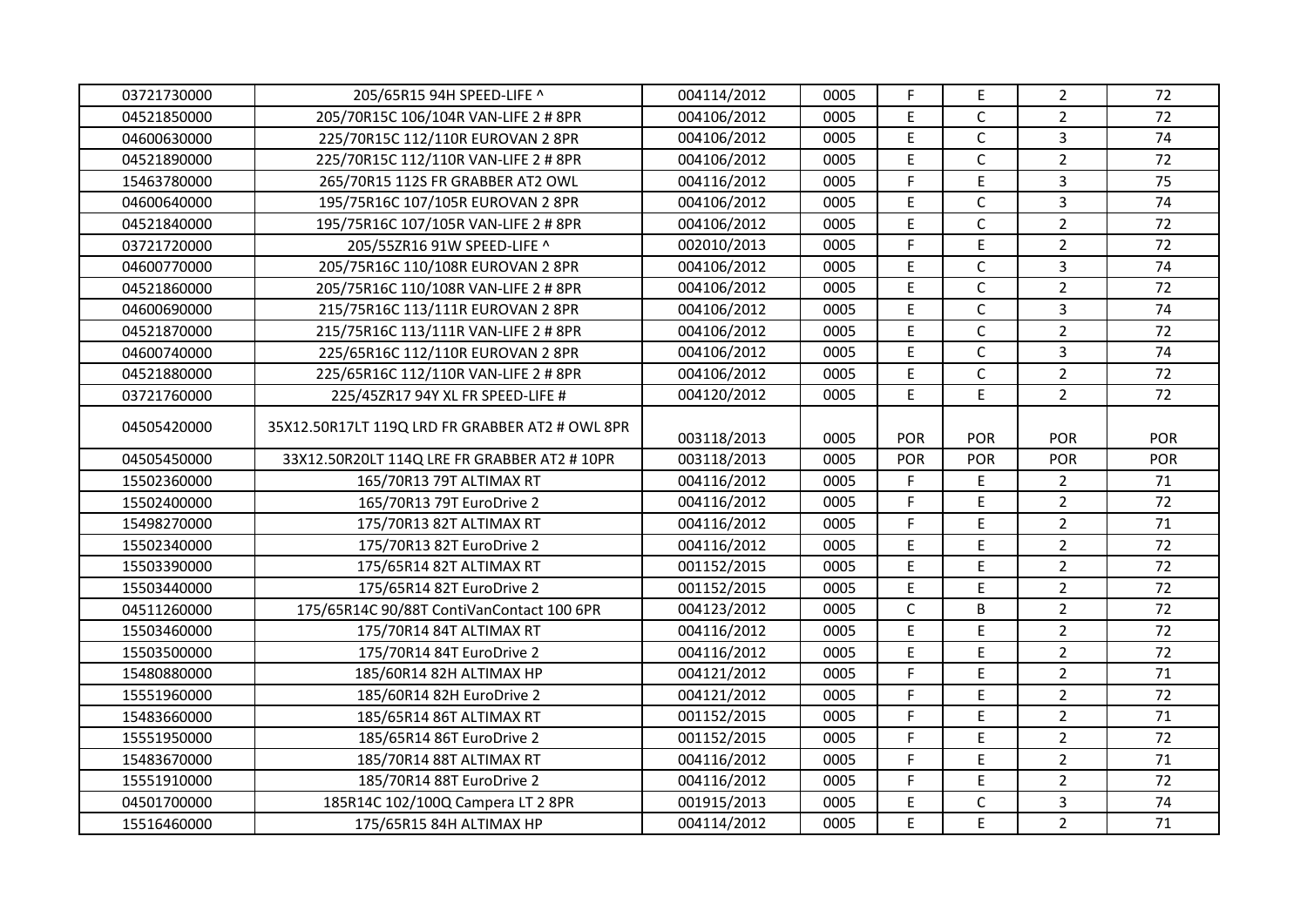| | | | | | | | |
|---|---|---|---|---|---|---|---|
| 03721730000 | 205/65R15 94H SPEED-LIFE ^ | 004114/2012 | 0005 | F | E | 2 | 72 |
| 04521850000 | 205/70R15C 106/104R VAN-LIFE 2 # 8PR | 004106/2012 | 0005 | E | C | 2 | 72 |
| 04600630000 | 225/70R15C 112/110R EUROVAN 2 8PR | 004106/2012 | 0005 | E | C | 3 | 74 |
| 04521890000 | 225/70R15C 112/110R VAN-LIFE 2 # 8PR | 004106/2012 | 0005 | E | C | 2 | 72 |
| 15463780000 | 265/70R15 112S FR GRABBER AT2 OWL | 004116/2012 | 0005 | F | E | 3 | 75 |
| 04600640000 | 195/75R16C 107/105R EUROVAN 2 8PR | 004106/2012 | 0005 | E | C | 3 | 74 |
| 04521840000 | 195/75R16C 107/105R VAN-LIFE 2 # 8PR | 004106/2012 | 0005 | E | C | 2 | 72 |
| 03721720000 | 205/55ZR16 91W SPEED-LIFE ^ | 002010/2013 | 0005 | F | E | 2 | 72 |
| 04600770000 | 205/75R16C 110/108R EUROVAN 2 8PR | 004106/2012 | 0005 | E | C | 3 | 74 |
| 04521860000 | 205/75R16C 110/108R VAN-LIFE 2 # 8PR | 004106/2012 | 0005 | E | C | 2 | 72 |
| 04600690000 | 215/75R16C 113/111R EUROVAN 2 8PR | 004106/2012 | 0005 | E | C | 3 | 74 |
| 04521870000 | 215/75R16C 113/111R VAN-LIFE 2 # 8PR | 004106/2012 | 0005 | E | C | 2 | 72 |
| 04600740000 | 225/65R16C 112/110R EUROVAN 2 8PR | 004106/2012 | 0005 | E | C | 3 | 74 |
| 04521880000 | 225/65R16C 112/110R VAN-LIFE 2 # 8PR | 004106/2012 | 0005 | E | C | 2 | 72 |
| 03721760000 | 225/45ZR17 94Y XL FR SPEED-LIFE # | 004120/2012 | 0005 | E | E | 2 | 72 |
| 04505420000 | 35X12.50R17LT 119Q LRD FR GRABBER AT2 # OWL 8PR | 003118/2013 | 0005 | POR | POR | POR | POR |
| 04505450000 | 33X12.50R20LT 114Q LRE FR GRABBER AT2 # 10PR | 003118/2013 | 0005 | POR | POR | POR | POR |
| 15502360000 | 165/70R13 79T ALTIMAX RT | 004116/2012 | 0005 | F | E | 2 | 71 |
| 15502400000 | 165/70R13 79T EuroDrive 2 | 004116/2012 | 0005 | F | E | 2 | 72 |
| 15498270000 | 175/70R13 82T ALTIMAX RT | 004116/2012 | 0005 | F | E | 2 | 71 |
| 15502340000 | 175/70R13 82T EuroDrive 2 | 004116/2012 | 0005 | E | E | 2 | 72 |
| 15503390000 | 175/65R14 82T ALTIMAX RT | 001152/2015 | 0005 | E | E | 2 | 72 |
| 15503440000 | 175/65R14 82T EuroDrive 2 | 001152/2015 | 0005 | E | E | 2 | 72 |
| 04511260000 | 175/65R14C 90/88T ContiVanContact 100 6PR | 004123/2012 | 0005 | C | B | 2 | 72 |
| 15503460000 | 175/70R14 84T ALTIMAX RT | 004116/2012 | 0005 | E | E | 2 | 72 |
| 15503500000 | 175/70R14 84T EuroDrive 2 | 004116/2012 | 0005 | E | E | 2 | 72 |
| 15480880000 | 185/60R14 82H ALTIMAX HP | 004121/2012 | 0005 | F | E | 2 | 71 |
| 15551960000 | 185/60R14 82H EuroDrive 2 | 004121/2012 | 0005 | F | E | 2 | 72 |
| 15483660000 | 185/65R14 86T ALTIMAX RT | 001152/2015 | 0005 | F | E | 2 | 71 |
| 15551950000 | 185/65R14 86T EuroDrive 2 | 001152/2015 | 0005 | F | E | 2 | 72 |
| 15483670000 | 185/70R14 88T ALTIMAX RT | 004116/2012 | 0005 | F | E | 2 | 71 |
| 15551910000 | 185/70R14 88T EuroDrive 2 | 004116/2012 | 0005 | F | E | 2 | 72 |
| 04501700000 | 185R14C 102/100Q Campera LT 2 8PR | 001915/2013 | 0005 | E | C | 3 | 74 |
| 15516460000 | 175/65R15 84H ALTIMAX HP | 004114/2012 | 0005 | E | E | 2 | 71 |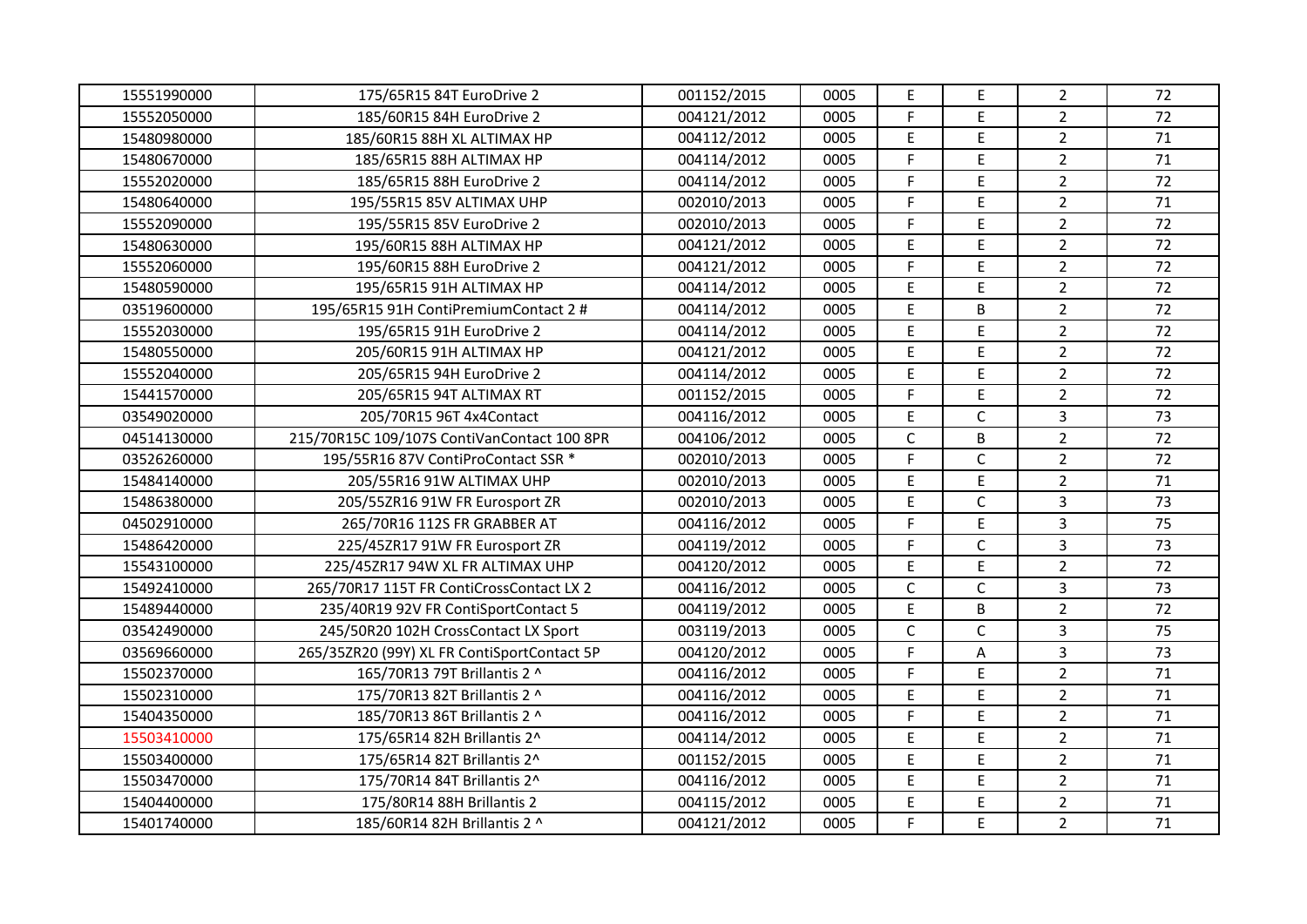| | | | | | | | |
|---|---|---|---|---|---|---|---|
| 15551990000 | 175/65R15 84T EuroDrive 2 | 001152/2015 | 0005 | E | E | 2 | 72 |
| 15552050000 | 185/60R15 84H EuroDrive 2 | 004121/2012 | 0005 | F | E | 2 | 72 |
| 15480980000 | 185/60R15 88H XL ALTIMAX HP | 004112/2012 | 0005 | E | E | 2 | 71 |
| 15480670000 | 185/65R15 88H ALTIMAX HP | 004114/2012 | 0005 | F | E | 2 | 71 |
| 15552020000 | 185/65R15 88H EuroDrive 2 | 004114/2012 | 0005 | F | E | 2 | 72 |
| 15480640000 | 195/55R15 85V ALTIMAX UHP | 002010/2013 | 0005 | F | E | 2 | 71 |
| 15552090000 | 195/55R15 85V EuroDrive 2 | 002010/2013 | 0005 | F | E | 2 | 72 |
| 15480630000 | 195/60R15 88H ALTIMAX HP | 004121/2012 | 0005 | E | E | 2 | 72 |
| 15552060000 | 195/60R15 88H EuroDrive 2 | 004121/2012 | 0005 | F | E | 2 | 72 |
| 15480590000 | 195/65R15 91H ALTIMAX HP | 004114/2012 | 0005 | E | E | 2 | 72 |
| 03519600000 | 195/65R15 91H ContiPremiumContact 2 # | 004114/2012 | 0005 | E | B | 2 | 72 |
| 15552030000 | 195/65R15 91H EuroDrive 2 | 004114/2012 | 0005 | E | E | 2 | 72 |
| 15480550000 | 205/60R15 91H ALTIMAX HP | 004121/2012 | 0005 | E | E | 2 | 72 |
| 15552040000 | 205/65R15 94H EuroDrive 2 | 004114/2012 | 0005 | E | E | 2 | 72 |
| 15441570000 | 205/65R15 94T ALTIMAX RT | 001152/2015 | 0005 | F | E | 2 | 72 |
| 03549020000 | 205/70R15 96T 4x4Contact | 004116/2012 | 0005 | E | C | 3 | 73 |
| 04514130000 | 215/70R15C 109/107S ContiVanContact 100 8PR | 004106/2012 | 0005 | C | B | 2 | 72 |
| 03526260000 | 195/55R16 87V ContiProContact SSR * | 002010/2013 | 0005 | F | C | 2 | 72 |
| 15484140000 | 205/55R16 91W ALTIMAX UHP | 002010/2013 | 0005 | E | E | 2 | 71 |
| 15486380000 | 205/55ZR16 91W FR Eurosport ZR | 002010/2013 | 0005 | E | C | 3 | 73 |
| 04502910000 | 265/70R16 112S FR GRABBER AT | 004116/2012 | 0005 | F | E | 3 | 75 |
| 15486420000 | 225/45ZR17 91W FR Eurosport ZR | 004119/2012 | 0005 | F | C | 3 | 73 |
| 15543100000 | 225/45ZR17 94W XL FR ALTIMAX UHP | 004120/2012 | 0005 | E | E | 2 | 72 |
| 15492410000 | 265/70R17 115T FR ContiCrossContact LX 2 | 004116/2012 | 0005 | C | C | 3 | 73 |
| 15489440000 | 235/40R19 92V FR ContiSportContact 5 | 004119/2012 | 0005 | E | B | 2 | 72 |
| 03542490000 | 245/50R20 102H CrossContact LX Sport | 003119/2013 | 0005 | C | C | 3 | 75 |
| 03569660000 | 265/35ZR20 (99Y) XL FR ContiSportContact 5P | 004120/2012 | 0005 | F | A | 3 | 73 |
| 15502370000 | 165/70R13 79T Brillantis 2 ^ | 004116/2012 | 0005 | F | E | 2 | 71 |
| 15502310000 | 175/70R13 82T Brillantis 2 ^ | 004116/2012 | 0005 | E | E | 2 | 71 |
| 15404350000 | 185/70R13 86T Brillantis 2 ^ | 004116/2012 | 0005 | F | E | 2 | 71 |
| 15503410000 | 175/65R14 82H Brillantis 2^ | 004114/2012 | 0005 | E | E | 2 | 71 |
| 15503400000 | 175/65R14 82T Brillantis 2^ | 001152/2015 | 0005 | E | E | 2 | 71 |
| 15503470000 | 175/70R14 84T Brillantis 2^ | 004116/2012 | 0005 | E | E | 2 | 71 |
| 15404400000 | 175/80R14 88H Brillantis 2 | 004115/2012 | 0005 | E | E | 2 | 71 |
| 15401740000 | 185/60R14 82H Brillantis 2 ^ | 004121/2012 | 0005 | F | E | 2 | 71 |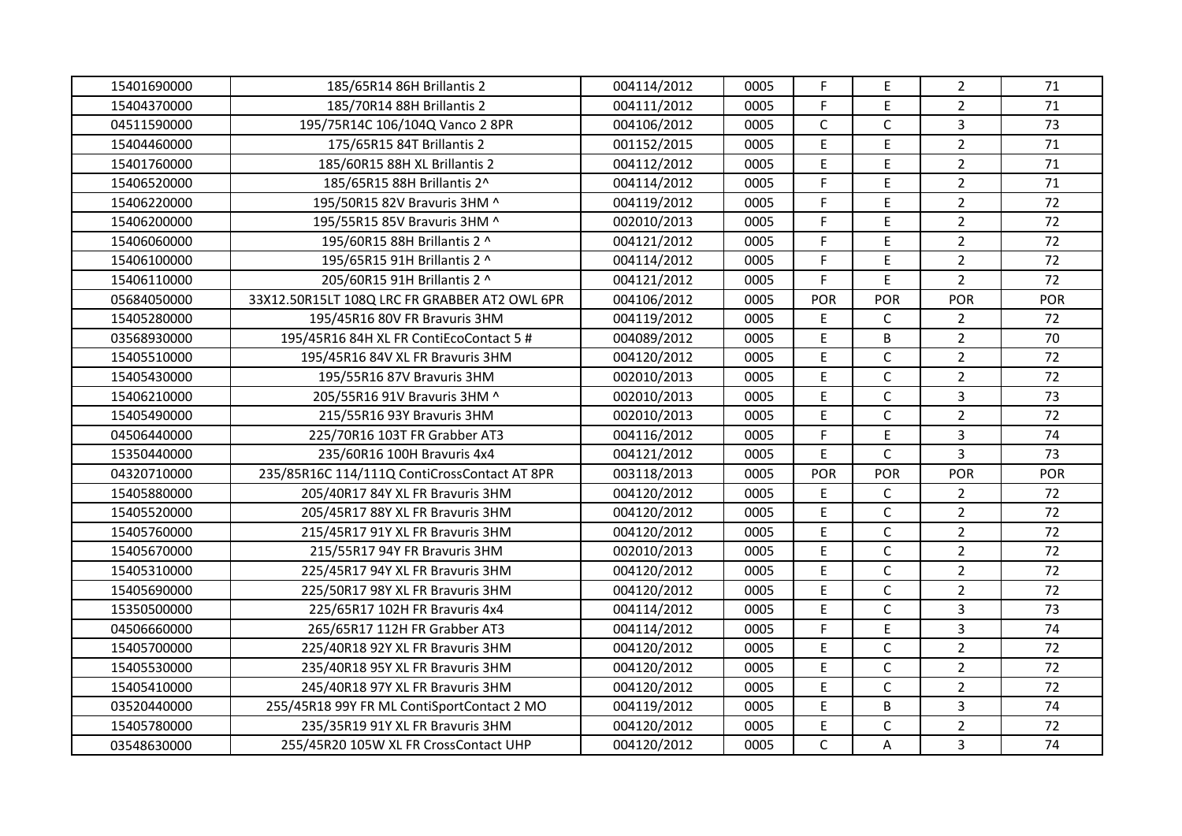| 15401690000 | 185/65R14 86H Brillantis 2 | 004114/2012 | 0005 | F | E | 2 | 71 |
|---|---|---|---|---|---|---|---|
| 15404370000 | 185/70R14 88H Brillantis 2 | 004111/2012 | 0005 | F | E | 2 | 71 |
| 04511590000 | 195/75R14C 106/104Q Vanco 2 8PR | 004106/2012 | 0005 | C | C | 3 | 73 |
| 15404460000 | 175/65R15 84T Brillantis 2 | 001152/2015 | 0005 | E | E | 2 | 71 |
| 15401760000 | 185/60R15 88H XL Brillantis 2 | 004112/2012 | 0005 | E | E | 2 | 71 |
| 15406520000 | 185/65R15 88H Brillantis 2^ | 004114/2012 | 0005 | F | E | 2 | 71 |
| 15406220000 | 195/50R15 82V Bravuris 3HM ^ | 004119/2012 | 0005 | F | E | 2 | 72 |
| 15406200000 | 195/55R15 85V Bravuris 3HM ^ | 002010/2013 | 0005 | F | E | 2 | 72 |
| 15406060000 | 195/60R15 88H Brillantis 2 ^ | 004121/2012 | 0005 | F | E | 2 | 72 |
| 15406100000 | 195/65R15 91H Brillantis 2 ^ | 004114/2012 | 0005 | F | E | 2 | 72 |
| 15406110000 | 205/60R15 91H Brillantis 2 ^ | 004121/2012 | 0005 | F | E | 2 | 72 |
| 05684050000 | 33X12.50R15LT 108Q LRC FR GRABBER AT2 OWL 6PR | 004106/2012 | 0005 | POR | POR | POR | POR |
| 15405280000 | 195/45R16 80V FR Bravuris 3HM | 004119/2012 | 0005 | E | C | 2 | 72 |
| 03568930000 | 195/45R16 84H XL FR ContiEcoContact 5 # | 004089/2012 | 0005 | E | B | 2 | 70 |
| 15405510000 | 195/45R16 84V XL FR Bravuris 3HM | 004120/2012 | 0005 | E | C | 2 | 72 |
| 15405430000 | 195/55R16 87V Bravuris 3HM | 002010/2013 | 0005 | E | C | 2 | 72 |
| 15406210000 | 205/55R16 91V Bravuris 3HM ^ | 002010/2013 | 0005 | E | C | 3 | 73 |
| 15405490000 | 215/55R16 93Y Bravuris 3HM | 002010/2013 | 0005 | E | C | 2 | 72 |
| 04506440000 | 225/70R16 103T FR Grabber AT3 | 004116/2012 | 0005 | F | E | 3 | 74 |
| 15350440000 | 235/60R16 100H Bravuris 4x4 | 004121/2012 | 0005 | E | C | 3 | 73 |
| 04320710000 | 235/85R16C 114/111Q ContiCrossContact AT 8PR | 003118/2013 | 0005 | POR | POR | POR | POR |
| 15405880000 | 205/40R17 84Y XL FR Bravuris 3HM | 004120/2012 | 0005 | E | C | 2 | 72 |
| 15405520000 | 205/45R17 88Y XL FR Bravuris 3HM | 004120/2012 | 0005 | E | C | 2 | 72 |
| 15405760000 | 215/45R17 91Y XL FR Bravuris 3HM | 004120/2012 | 0005 | E | C | 2 | 72 |
| 15405670000 | 215/55R17 94Y FR Bravuris 3HM | 002010/2013 | 0005 | E | C | 2 | 72 |
| 15405310000 | 225/45R17 94Y XL FR Bravuris 3HM | 004120/2012 | 0005 | E | C | 2 | 72 |
| 15405690000 | 225/50R17 98Y XL FR Bravuris 3HM | 004120/2012 | 0005 | E | C | 2 | 72 |
| 15350500000 | 225/65R17 102H FR Bravuris 4x4 | 004114/2012 | 0005 | E | C | 3 | 73 |
| 04506660000 | 265/65R17 112H FR Grabber AT3 | 004114/2012 | 0005 | F | E | 3 | 74 |
| 15405700000 | 225/40R18 92Y XL FR Bravuris 3HM | 004120/2012 | 0005 | E | C | 2 | 72 |
| 15405530000 | 235/40R18 95Y XL FR Bravuris 3HM | 004120/2012 | 0005 | E | C | 2 | 72 |
| 15405410000 | 245/40R18 97Y XL FR Bravuris 3HM | 004120/2012 | 0005 | E | C | 2 | 72 |
| 03520440000 | 255/45R18 99Y FR ML ContiSportContact 2 MO | 004119/2012 | 0005 | E | B | 3 | 74 |
| 15405780000 | 235/35R19 91Y XL FR Bravuris 3HM | 004120/2012 | 0005 | E | C | 2 | 72 |
| 03548630000 | 255/45R20 105W XL FR CrossContact UHP | 004120/2012 | 0005 | C | A | 3 | 74 |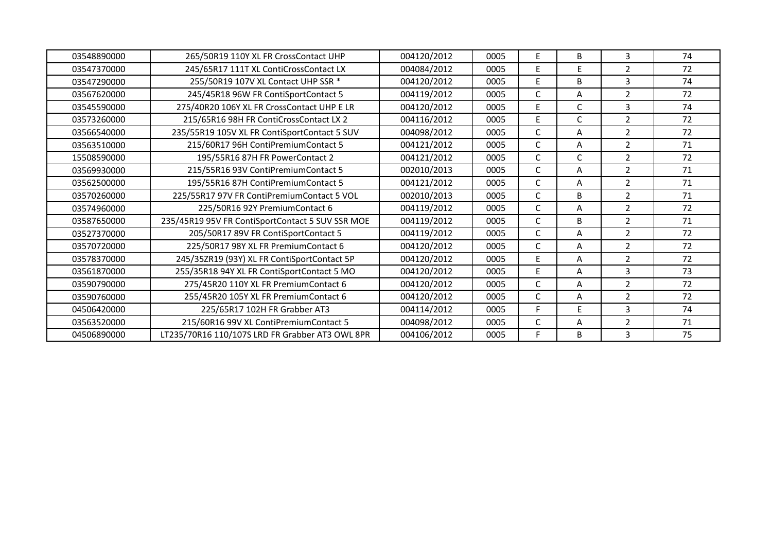| | | | | | | | |
|---|---|---|---|---|---|---|---|
| 03548890000 | 265/50R19 110Y XL FR CrossContact UHP | 004120/2012 | 0005 | E | B | 3 | 74 |
| 03547370000 | 245/65R17 111T XL ContiCrossContact LX | 004084/2012 | 0005 | E | E | 2 | 72 |
| 03547290000 | 255/50R19 107V XL Contact UHP SSR * | 004120/2012 | 0005 | E | B | 3 | 74 |
| 03567620000 | 245/45R18 96W FR ContiSportContact 5 | 004119/2012 | 0005 | C | A | 2 | 72 |
| 03545590000 | 275/40R20 106Y XL FR CrossContact UHP E LR | 004120/2012 | 0005 | E | C | 3 | 74 |
| 03573260000 | 215/65R16 98H FR ContiCrossContact LX 2 | 004116/2012 | 0005 | E | C | 2 | 72 |
| 03566540000 | 235/55R19 105V XL FR ContiSportContact 5 SUV | 004098/2012 | 0005 | C | A | 2 | 72 |
| 03563510000 | 215/60R17 96H ContiPremiumContact 5 | 004121/2012 | 0005 | C | A | 2 | 71 |
| 15508590000 | 195/55R16 87H FR PowerContact 2 | 004121/2012 | 0005 | C | C | 2 | 72 |
| 03569930000 | 215/55R16 93V ContiPremiumContact 5 | 002010/2013 | 0005 | C | A | 2 | 71 |
| 03562500000 | 195/55R16 87H ContiPremiumContact 5 | 004121/2012 | 0005 | C | A | 2 | 71 |
| 03570260000 | 225/55R17 97V FR ContiPremiumContact 5 VOL | 002010/2013 | 0005 | C | B | 2 | 71 |
| 03574960000 | 225/50R16 92Y PremiumContact 6 | 004119/2012 | 0005 | C | A | 2 | 72 |
| 03587650000 | 235/45R19 95V FR ContiSportContact 5 SUV SSR MOE | 004119/2012 | 0005 | C | B | 2 | 71 |
| 03527370000 | 205/50R17 89V FR ContiSportContact 5 | 004119/2012 | 0005 | C | A | 2 | 72 |
| 03570720000 | 225/50R17 98Y XL FR PremiumContact 6 | 004120/2012 | 0005 | C | A | 2 | 72 |
| 03578370000 | 245/35ZR19 (93Y) XL FR ContiSportContact 5P | 004120/2012 | 0005 | E | A | 2 | 72 |
| 03561870000 | 255/35R18 94Y XL FR ContiSportContact 5 MO | 004120/2012 | 0005 | E | A | 3 | 73 |
| 03590790000 | 275/45R20 110Y XL FR PremiumContact 6 | 004120/2012 | 0005 | C | A | 2 | 72 |
| 03590760000 | 255/45R20 105Y XL FR PremiumContact 6 | 004120/2012 | 0005 | C | A | 2 | 72 |
| 04506420000 | 225/65R17 102H FR Grabber AT3 | 004114/2012 | 0005 | F | E | 3 | 74 |
| 03563520000 | 215/60R16 99V XL ContiPremiumContact 5 | 004098/2012 | 0005 | C | A | 2 | 71 |
| 04506890000 | LT235/70R16 110/107S LRD FR Grabber AT3 OWL 8PR | 004106/2012 | 0005 | F | B | 3 | 75 |